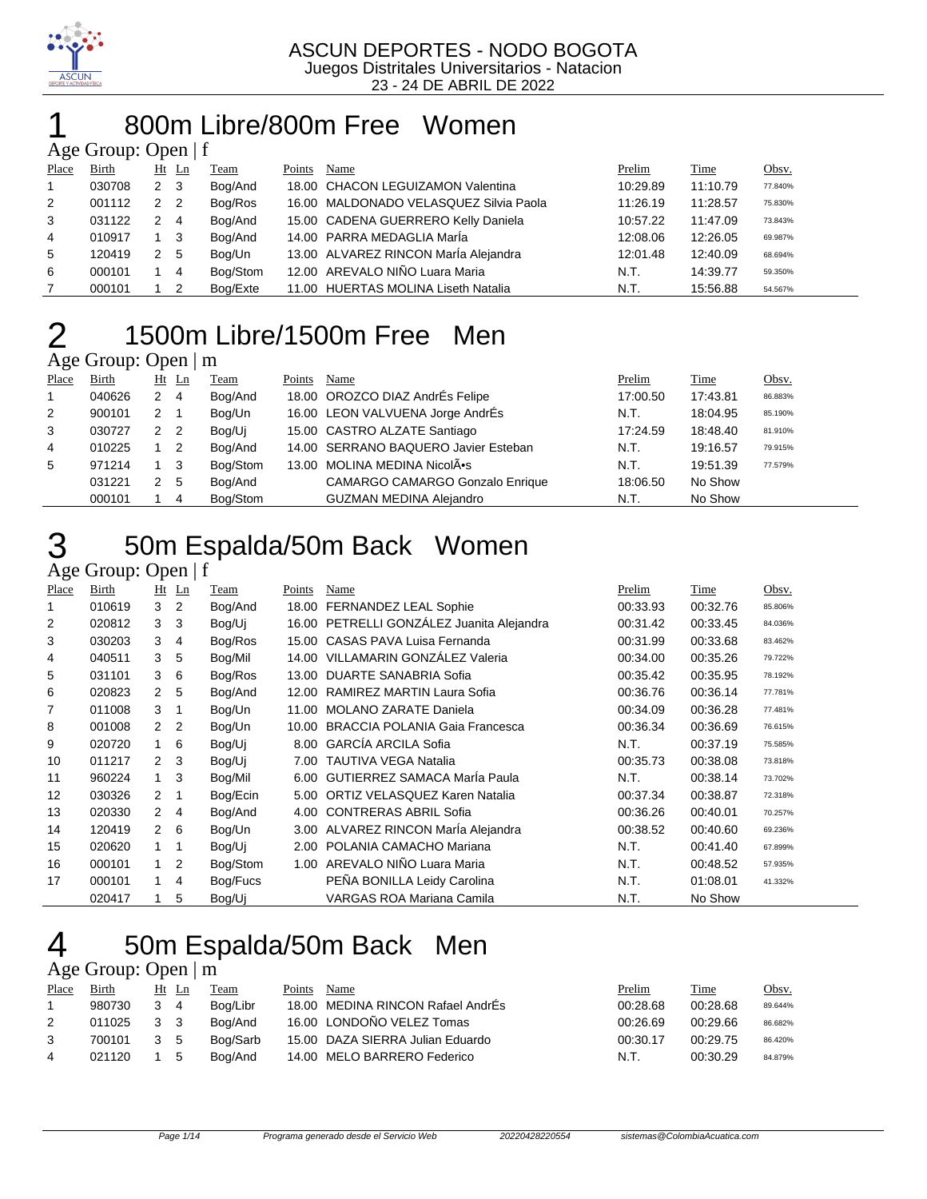ASCUN DEPORTES - NODO BOGOTA
Juegos Distritales Universitarios - Natacion
23 - 24 DE ABRIL DE 2022

# 1 800m Libre/800m Free Women

Age Group: Open | f

| Place | Birth | Ht | Ln | Team | Points | Name | Prelim | Time | Obsv. |
|---|---|---|---|---|---|---|---|---|---|
| 1 | 030708 | 2 | 3 | Bog/And | 18.00 | CHACON LEGUIZAMON Valentina | 10:29.89 | 11:10.79 | 77.840% |
| 2 | 001112 | 2 | 2 | Bog/Ros | 16.00 | MALDONADO VELASQUEZ Silvia Paola | 11:26.19 | 11:28.57 | 75.830% |
| 3 | 031122 | 2 | 4 | Bog/And | 15.00 | CADENA GUERRERO Kelly Daniela | 10:57.22 | 11:47.09 | 73.843% |
| 4 | 010917 | 1 | 3 | Bog/And | 14.00 | PARRA MEDAGLIA MarÍa | 12:08.06 | 12:26.05 | 69.987% |
| 5 | 120419 | 2 | 5 | Bog/Un | 13.00 | ALVAREZ RINCON MarÍa Alejandra | 12:01.48 | 12:40.09 | 68.694% |
| 6 | 000101 | 1 | 4 | Bog/Stom | 12.00 | AREVALO NIÑO Luara Maria | N.T. | 14:39.77 | 59.350% |
| 7 | 000101 | 1 | 2 | Bog/Exte | 11.00 | HUERTAS MOLINA Liseth Natalia | N.T. | 15:56.88 | 54.567% |

# 2 1500m Libre/1500m Free Men

Age Group: Open | m

| Place | Birth | Ht | Ln | Team | Points | Name | Prelim | Time | Obsv. |
|---|---|---|---|---|---|---|---|---|---|
| 1 | 040626 | 2 | 4 | Bog/And | 18.00 | OROZCO DIAZ AndrÉs Felipe | 17:00.50 | 17:43.81 | 86.883% |
| 2 | 900101 | 2 | 1 | Bog/Un | 16.00 | LEON VALVUENA Jorge AndrÉs | N.T. | 18:04.95 | 85.190% |
| 3 | 030727 | 2 | 2 | Bog/Uj | 15.00 | CASTRO ALZATE Santiago | 17:24.59 | 18:48.40 | 81.910% |
| 4 | 010225 | 1 | 2 | Bog/And | 14.00 | SERRANO BAQUERO Javier Esteban | N.T. | 19:16.57 | 79.915% |
| 5 | 971214 | 1 | 3 | Bog/Stom | 13.00 | MOLINA MEDINA NicolÃ•s | N.T. | 19:51.39 | 77.579% |
|  | 031221 | 2 | 5 | Bog/And |  | CAMARGO CAMARGO Gonzalo Enrique | 18:06.50 | No Show |  |
|  | 000101 | 1 | 4 | Bog/Stom |  | GUZMAN MEDINA Alejandro | N.T. | No Show |  |

# 3 50m Espalda/50m Back Women

Age Group: Open | f

| Place | Birth | Ht | Ln | Team | Points | Name | Prelim | Time | Obsv. |
|---|---|---|---|---|---|---|---|---|---|
| 1 | 010619 | 3 | 2 | Bog/And | 18.00 | FERNANDEZ LEAL Sophie | 00:33.93 | 00:32.76 | 85.806% |
| 2 | 020812 | 3 | 3 | Bog/Uj | 16.00 | PETRELLI GONZÁLEZ Juanita Alejandra | 00:31.42 | 00:33.45 | 84.036% |
| 3 | 030203 | 3 | 4 | Bog/Ros | 15.00 | CASAS PAVA Luisa Fernanda | 00:31.99 | 00:33.68 | 83.462% |
| 4 | 040511 | 3 | 5 | Bog/Mil | 14.00 | VILLAMARIN GONZÁLEZ Valeria | 00:34.00 | 00:35.26 | 79.722% |
| 5 | 031101 | 3 | 6 | Bog/Ros | 13.00 | DUARTE SANABRIA Sofia | 00:35.42 | 00:35.95 | 78.192% |
| 6 | 020823 | 2 | 5 | Bog/And | 12.00 | RAMIREZ MARTIN Laura Sofia | 00:36.76 | 00:36.14 | 77.781% |
| 7 | 011008 | 3 | 1 | Bog/Un | 11.00 | MOLANO ZARATE Daniela | 00:34.09 | 00:36.28 | 77.481% |
| 8 | 001008 | 2 | 2 | Bog/Un | 10.00 | BRACCIA POLANIA Gaia Francesca | 00:36.34 | 00:36.69 | 76.615% |
| 9 | 020720 | 1 | 6 | Bog/Uj | 8.00 | GARCÍA ARCILA Sofia | N.T. | 00:37.19 | 75.585% |
| 10 | 011217 | 2 | 3 | Bog/Uj | 7.00 | TAUTIVA VEGA Natalia | 00:35.73 | 00:38.08 | 73.818% |
| 11 | 960224 | 1 | 3 | Bog/Mil | 6.00 | GUTIERREZ SAMACA MarÍa Paula | N.T. | 00:38.14 | 73.702% |
| 12 | 030326 | 2 | 1 | Bog/Ecin | 5.00 | ORTIZ VELASQUEZ Karen Natalia | 00:37.34 | 00:38.87 | 72.318% |
| 13 | 020330 | 2 | 4 | Bog/And | 4.00 | CONTRERAS ABRIL Sofia | 00:36.26 | 00:40.01 | 70.257% |
| 14 | 120419 | 2 | 6 | Bog/Un | 3.00 | ALVAREZ RINCON MarÍa Alejandra | 00:38.52 | 00:40.60 | 69.236% |
| 15 | 020620 | 1 | 1 | Bog/Uj | 2.00 | POLANIA CAMACHO Mariana | N.T. | 00:41.40 | 67.899% |
| 16 | 000101 | 1 | 2 | Bog/Stom | 1.00 | AREVALO NIÑO Luara Maria | N.T. | 00:48.52 | 57.935% |
| 17 | 000101 | 1 | 4 | Bog/Fucs |  | PEÑA BONILLA Leidy Carolina | N.T. | 01:08.01 | 41.332% |
|  | 020417 | 1 | 5 | Bog/Uj |  | VARGAS ROA Mariana Camila | N.T. | No Show |  |

# 4 50m Espalda/50m Back Men

Age Group: Open | m

| Place | Birth | Ht | Ln | Team | Points | Name | Prelim | Time | Obsv. |
|---|---|---|---|---|---|---|---|---|---|
| 1 | 980730 | 3 | 4 | Bog/Libr | 18.00 | MEDINA RINCON Rafael AndrÉs | 00:28.68 | 00:28.68 | 89.644% |
| 2 | 011025 | 3 | 3 | Bog/And | 16.00 | LONDOÑO VELEZ Tomas | 00:26.69 | 00:29.66 | 86.682% |
| 3 | 700101 | 3 | 5 | Bog/Sarb | 15.00 | DAZA SIERRA Julian Eduardo | 00:30.17 | 00:29.75 | 86.420% |
| 4 | 021120 | 1 | 5 | Bog/And | 14.00 | MELO BARRERO Federico | N.T. | 00:30.29 | 84.879% |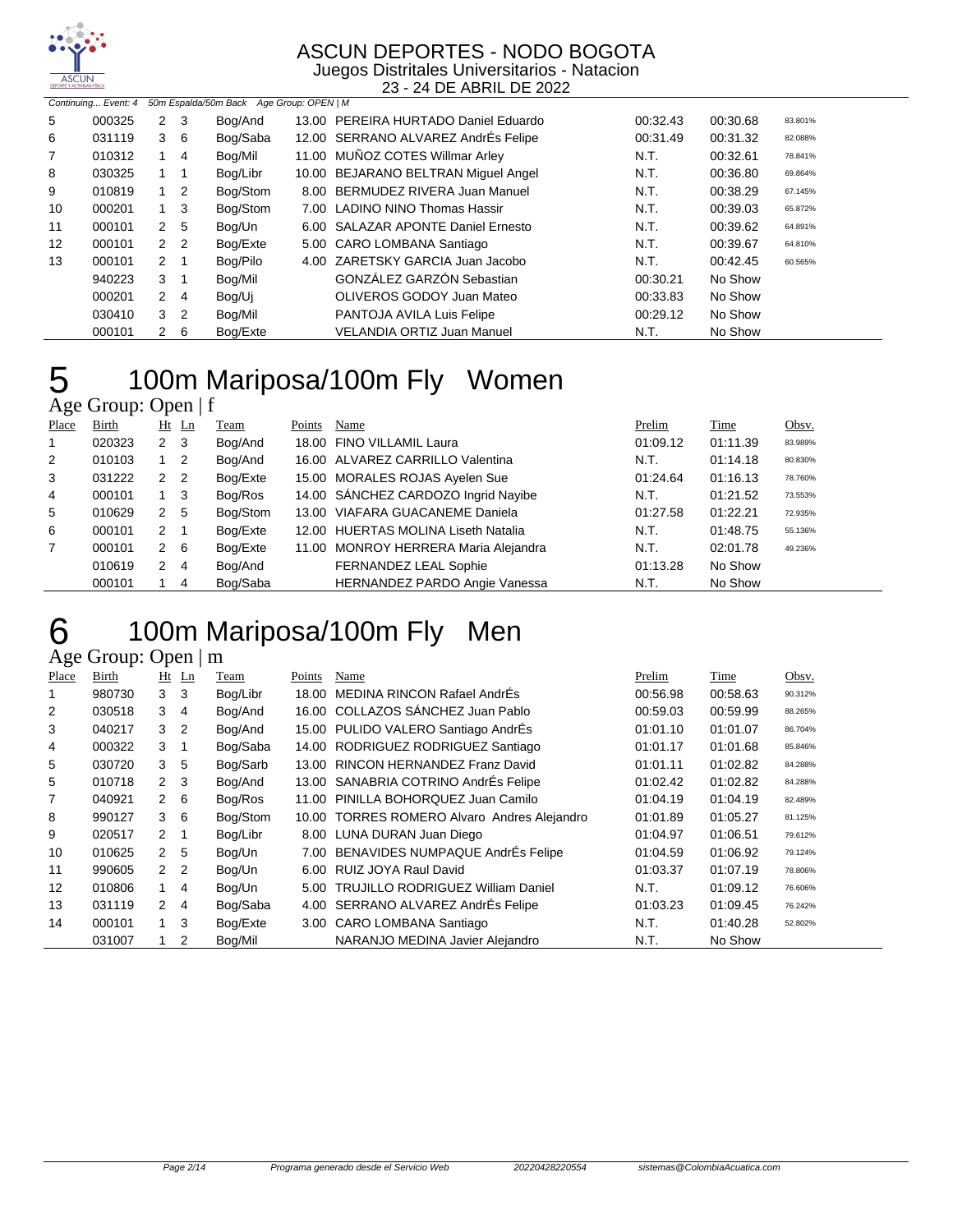Continuing... Event: 4 50m Espalda/50m Back Age Group: OPEN | M

| Place | Birth | Ht | Ln | Team | Points | Name | Prelim | Time | Obsv. |
|---|---|---|---|---|---|---|---|---|---|
| 5 | 000325 | 2 | 3 | Bog/And | 13.00 | PEREIRA HURTADO Daniel Eduardo | 00:32.43 | 00:30.68 | 83.801% |
| 6 | 031119 | 3 | 6 | Bog/Saba | 12.00 | SERRANO ALVAREZ AndrÉs Felipe | 00:31.49 | 00:31.32 | 82.088% |
| 7 | 010312 | 1 | 4 | Bog/Mil | 11.00 | MUÑOZ COTES Willmar Arley | N.T. | 00:32.61 | 78.841% |
| 8 | 030325 | 1 | 1 | Bog/Libr | 10.00 | BEJARANO BELTRAN Miguel Angel | N.T. | 00:36.80 | 69.864% |
| 9 | 010819 | 1 | 2 | Bog/Stom | 8.00 | BERMUDEZ RIVERA Juan Manuel | N.T. | 00:38.29 | 67.145% |
| 10 | 000201 | 1 | 3 | Bog/Stom | 7.00 | LADINO NINO Thomas Hassir | N.T. | 00:39.03 | 65.872% |
| 11 | 000101 | 2 | 5 | Bog/Un | 6.00 | SALAZAR APONTE Daniel Ernesto | N.T. | 00:39.62 | 64.891% |
| 12 | 000101 | 2 | 2 | Bog/Exte | 5.00 | CARO LOMBANA Santiago | N.T. | 00:39.67 | 64.810% |
| 13 | 000101 | 2 | 1 | Bog/Pilo | 4.00 | ZARETSKY GARCIA Juan Jacobo | N.T. | 00:42.45 | 60.565% |
| | 940223 | 3 | 1 | Bog/Mil | | GONZÁLEZ GARZÓN Sebastian | 00:30.21 | No Show | |
| | 000201 | 2 | 4 | Bog/Uj | | OLIVEROS GODOY Juan Mateo | 00:33.83 | No Show | |
| | 030410 | 3 | 2 | Bog/Mil | | PANTOJA AVILA Luis Felipe | 00:29.12 | No Show | |
| | 000101 | 2 | 6 | Bog/Exte | | VELANDIA ORTIZ Juan Manuel | N.T. | No Show | |

# 5 100m Mariposa/100m Fly Women

Age Group: Open | f

| Place | Birth | Ht | Ln | Team | Points | Name | Prelim | Time | Obsv. |
|---|---|---|---|---|---|---|---|---|---|
| 1 | 020323 | 2 | 3 | Bog/And | 18.00 | FINO VILLAMIL Laura | 01:09.12 | 01:11.39 | 83.989% |
| 2 | 010103 | 1 | 2 | Bog/And | 16.00 | ALVAREZ CARRILLO Valentina | N.T. | 01:14.18 | 80.830% |
| 3 | 031222 | 2 | 2 | Bog/Exte | 15.00 | MORALES ROJAS Ayelen Sue | 01:24.64 | 01:16.13 | 78.760% |
| 4 | 000101 | 1 | 3 | Bog/Ros | 14.00 | SÁNCHEZ CARDOZO Ingrid Nayibe | N.T. | 01:21.52 | 73.553% |
| 5 | 010629 | 2 | 5 | Bog/Stom | 13.00 | VIAFARA GUACANEME Daniela | 01:27.58 | 01:22.21 | 72.935% |
| 6 | 000101 | 2 | 1 | Bog/Exte | 12.00 | HUERTAS MOLINA Liseth Natalia | N.T. | 01:48.75 | 55.136% |
| 7 | 000101 | 2 | 6 | Bog/Exte | 11.00 | MONROY HERRERA Maria Alejandra | N.T. | 02:01.78 | 49.236% |
| | 010619 | 2 | 4 | Bog/And | | FERNANDEZ LEAL Sophie | 01:13.28 | No Show | |
| | 000101 | 1 | 4 | Bog/Saba | | HERNANDEZ PARDO Angie Vanessa | N.T. | No Show | |

# 6 100m Mariposa/100m Fly Men

Age Group: Open | m

| Place | Birth | Ht | Ln | Team | Points | Name | Prelim | Time | Obsv. |
|---|---|---|---|---|---|---|---|---|---|
| 1 | 980730 | 3 | 3 | Bog/Libr | 18.00 | MEDINA RINCON Rafael AndrÉs | 00:56.98 | 00:58.63 | 90.312% |
| 2 | 030518 | 3 | 4 | Bog/And | 16.00 | COLLAZOS SÁNCHEZ Juan Pablo | 00:59.03 | 00:59.99 | 88.265% |
| 3 | 040217 | 3 | 2 | Bog/And | 15.00 | PULIDO VALERO Santiago AndrÉs | 01:01.10 | 01:01.07 | 86.704% |
| 4 | 000322 | 3 | 1 | Bog/Saba | 14.00 | RODRIGUEZ RODRIGUEZ Santiago | 01:01.17 | 01:01.68 | 85.846% |
| 5 | 030720 | 3 | 5 | Bog/Sarb | 13.00 | RINCON HERNANDEZ Franz David | 01:01.11 | 01:02.82 | 84.288% |
| 5 | 010718 | 2 | 3 | Bog/And | 13.00 | SANABRIA COTRINO AndrÉs Felipe | 01:02.42 | 01:02.82 | 84.288% |
| 7 | 040921 | 2 | 6 | Bog/Ros | 11.00 | PINILLA BOHORQUEZ Juan Camilo | 01:04.19 | 01:04.19 | 82.489% |
| 8 | 990127 | 3 | 6 | Bog/Stom | 10.00 | TORRES ROMERO Alvaro Andres Alejandro | 01:01.89 | 01:05.27 | 81.125% |
| 9 | 020517 | 2 | 1 | Bog/Libr | 8.00 | LUNA DURAN Juan Diego | 01:04.97 | 01:06.51 | 79.612% |
| 10 | 010625 | 2 | 5 | Bog/Un | 7.00 | BENAVIDES NUMPAQUE AndrÉs Felipe | 01:04.59 | 01:06.92 | 79.124% |
| 11 | 990605 | 2 | 2 | Bog/Un | 6.00 | RUIZ JOYA Raul David | 01:03.37 | 01:07.19 | 78.806% |
| 12 | 010806 | 1 | 4 | Bog/Un | 5.00 | TRUJILLO RODRIGUEZ William Daniel | N.T. | 01:09.12 | 76.606% |
| 13 | 031119 | 2 | 4 | Bog/Saba | 4.00 | SERRANO ALVAREZ AndrÉs Felipe | 01:03.23 | 01:09.45 | 76.242% |
| 14 | 000101 | 1 | 3 | Bog/Exte | 3.00 | CARO LOMBANA Santiago | N.T. | 01:40.28 | 52.802% |
| | 031007 | 1 | 2 | Bog/Mil | | NARANJO MEDINA Javier Alejandro | N.T. | No Show | |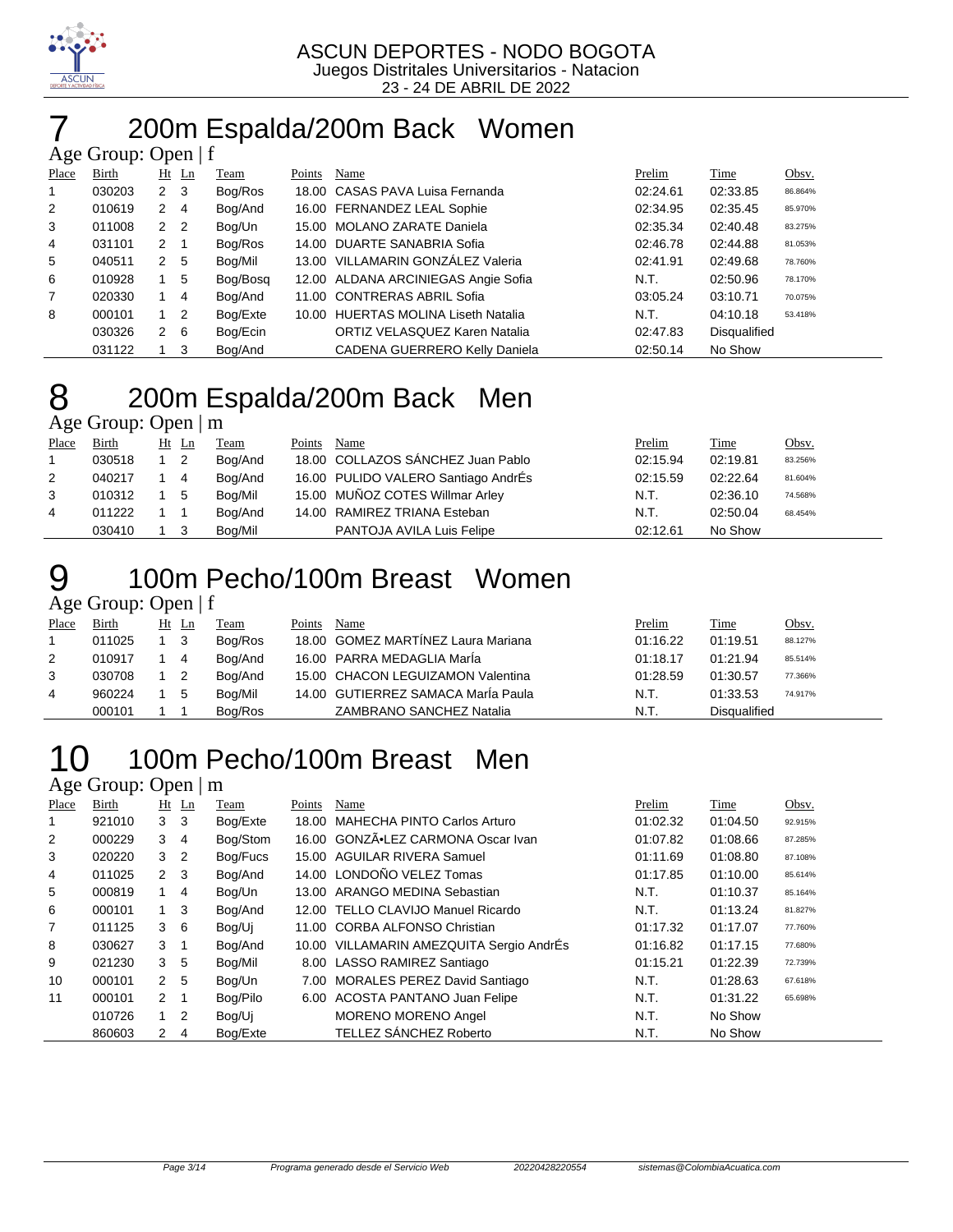ASCUN DEPORTES - NODO BOGOTA
Juegos Distritales Universitarios - Natacion
23 - 24 DE ABRIL DE 2022

# 7 200m Espalda/200m Back Women

Age Group: Open | f

| Place | Birth | Ht | Ln | Team | Points | Name | Prelim | Time | Obsv. |
|---|---|---|---|---|---|---|---|---|---|
| 1 | 030203 | 2 | 3 | Bog/Ros | 18.00 | CASAS PAVA Luisa Fernanda | 02:24.61 | 02:33.85 | 86.864% |
| 2 | 010619 | 2 | 4 | Bog/And | 16.00 | FERNANDEZ LEAL Sophie | 02:34.95 | 02:35.45 | 85.970% |
| 3 | 011008 | 2 | 2 | Bog/Un | 15.00 | MOLANO ZARATE Daniela | 02:35.34 | 02:40.48 | 83.275% |
| 4 | 031101 | 2 | 1 | Bog/Ros | 14.00 | DUARTE SANABRIA Sofia | 02:46.78 | 02:44.88 | 81.053% |
| 5 | 040511 | 2 | 5 | Bog/Mil | 13.00 | VILLAMARIN GONZÁLEZ Valeria | 02:41.91 | 02:49.68 | 78.760% |
| 6 | 010928 | 1 | 5 | Bog/Bosq | 12.00 | ALDANA ARCINIEGAS Angie Sofia | N.T. | 02:50.96 | 78.170% |
| 7 | 020330 | 1 | 4 | Bog/And | 11.00 | CONTRERAS ABRIL Sofia | 03:05.24 | 03:10.71 | 70.075% |
| 8 | 000101 | 1 | 2 | Bog/Exte | 10.00 | HUERTAS MOLINA Liseth Natalia | N.T. | 04:10.18 | 53.418% |
| | 030326 | 2 | 6 | Bog/Ecin | | ORTIZ VELASQUEZ Karen Natalia | 02:47.83 | Disqualified | |
| | 031122 | 1 | 3 | Bog/And | | CADENA GUERRERO Kelly Daniela | 02:50.14 | No Show | |

# 8 200m Espalda/200m Back Men

Age Group: Open | m

| Place | Birth | Ht | Ln | Team | Points | Name | Prelim | Time | Obsv. |
|---|---|---|---|---|---|---|---|---|---|
| 1 | 030518 | 1 | 2 | Bog/And | 18.00 | COLLAZOS SÁNCHEZ Juan Pablo | 02:15.94 | 02:19.81 | 83.256% |
| 2 | 040217 | 1 | 4 | Bog/And | 16.00 | PULIDO VALERO Santiago AndrÉs | 02:15.59 | 02:22.64 | 81.604% |
| 3 | 010312 | 1 | 5 | Bog/Mil | 15.00 | MUÑOZ COTES Willmar Arley | N.T. | 02:36.10 | 74.568% |
| 4 | 011222 | 1 | 1 | Bog/And | 14.00 | RAMIREZ TRIANA Esteban | N.T. | 02:50.04 | 68.454% |
| | 030410 | 1 | 3 | Bog/Mil | | PANTOJA AVILA Luis Felipe | 02:12.61 | No Show | |

# 9 100m Pecho/100m Breast Women

Age Group: Open | f

| Place | Birth | Ht | Ln | Team | Points | Name | Prelim | Time | Obsv. |
|---|---|---|---|---|---|---|---|---|---|
| 1 | 011025 | 1 | 3 | Bog/Ros | 18.00 | GOMEZ MARTÍNEZ Laura Mariana | 01:16.22 | 01:19.51 | 88.127% |
| 2 | 010917 | 1 | 4 | Bog/And | 16.00 | PARRA MEDAGLIA MarÍa | 01:18.17 | 01:21.94 | 85.514% |
| 3 | 030708 | 1 | 2 | Bog/And | 15.00 | CHACON LEGUIZAMON Valentina | 01:28.59 | 01:30.57 | 77.366% |
| 4 | 960224 | 1 | 5 | Bog/Mil | 14.00 | GUTIERREZ SAMACA MarÍa Paula | N.T. | 01:33.53 | 74.917% |
| | 000101 | 1 | 1 | Bog/Ros | | ZAMBRANO SANCHEZ Natalia | N.T. | Disqualified | |

# 10 100m Pecho/100m Breast Men

Age Group: Open | m

| Place | Birth | Ht | Ln | Team | Points | Name | Prelim | Time | Obsv. |
|---|---|---|---|---|---|---|---|---|---|
| 1 | 921010 | 3 | 3 | Bog/Exte | 18.00 | MAHECHA PINTO Carlos Arturo | 01:02.32 | 01:04.50 | 92.915% |
| 2 | 000229 | 3 | 4 | Bog/Stom | 16.00 | GONZÃ•LEZ CARMONA Oscar Ivan | 01:07.82 | 01:08.66 | 87.285% |
| 3 | 020220 | 3 | 2 | Bog/Fucs | 15.00 | AGUILAR RIVERA Samuel | 01:11.69 | 01:08.80 | 87.108% |
| 4 | 011025 | 2 | 3 | Bog/And | 14.00 | LONDOÑO VELEZ Tomas | 01:17.85 | 01:10.00 | 85.614% |
| 5 | 000819 | 1 | 4 | Bog/Un | 13.00 | ARANGO MEDINA Sebastian | N.T. | 01:10.37 | 85.164% |
| 6 | 000101 | 1 | 3 | Bog/And | 12.00 | TELLO CLAVIJO Manuel Ricardo | N.T. | 01:13.24 | 81.827% |
| 7 | 011125 | 3 | 6 | Bog/Uj | 11.00 | CORBA ALFONSO Christian | 01:17.32 | 01:17.07 | 77.760% |
| 8 | 030627 | 3 | 1 | Bog/And | 10.00 | VILLAMARIN AMEZQUITA Sergio AndrÉs | 01:16.82 | 01:17.15 | 77.680% |
| 9 | 021230 | 3 | 5 | Bog/Mil | 8.00 | LASSO RAMIREZ Santiago | 01:15.21 | 01:22.39 | 72.739% |
| 10 | 000101 | 2 | 5 | Bog/Un | 7.00 | MORALES PEREZ David Santiago | N.T. | 01:28.63 | 67.618% |
| 11 | 000101 | 2 | 1 | Bog/Pilo | 6.00 | ACOSTA PANTANO Juan Felipe | N.T. | 01:31.22 | 65.698% |
| | 010726 | 1 | 2 | Bog/Uj | | MORENO MORENO Angel | N.T. | No Show | |
| | 860603 | 2 | 4 | Bog/Exte | | TELLEZ SÁNCHEZ Roberto | N.T. | No Show | |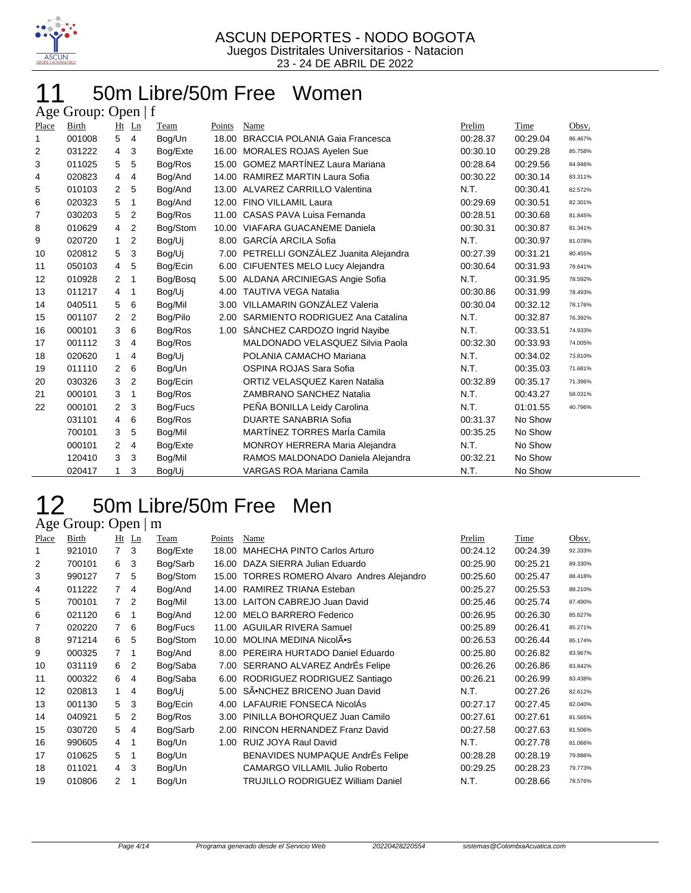ASCUN DEPORTES - NODO BOGOTA
Juegos Distritales Universitarios - Natacion
23 - 24 DE ABRIL DE 2022

# 11 50m Libre/50m Free Women

## Age Group: Open | f

| Place | Birth | Ht | Ln | Team | Points | Name | Prelim | Time | Obsv. |
|---|---|---|---|---|---|---|---|---|---|
| 1 | 001008 | 5 | 4 | Bog/Un | 18.00 | BRACCIA POLANIA Gaia Francesca | 00:28.37 | 00:29.04 | 86.467% |
| 2 | 031222 | 4 | 3 | Bog/Exte | 16.00 | MORALES ROJAS Ayelen Sue | 00:30.10 | 00:29.28 | 85.758% |
| 3 | 011025 | 5 | 5 | Bog/Ros | 15.00 | GOMEZ MARTÍNEZ Laura Mariana | 00:28.64 | 00:29.56 | 84.946% |
| 4 | 020823 | 4 | 4 | Bog/And | 14.00 | RAMIREZ MARTIN Laura Sofia | 00:30.22 | 00:30.14 | 83.311% |
| 5 | 010103 | 2 | 5 | Bog/And | 13.00 | ALVAREZ CARRILLO Valentina | N.T. | 00:30.41 | 82.572% |
| 6 | 020323 | 5 | 1 | Bog/And | 12.00 | FINO VILLAMIL Laura | 00:29.69 | 00:30.51 | 82.301% |
| 7 | 030203 | 5 | 2 | Bog/Ros | 11.00 | CASAS PAVA Luisa Fernanda | 00:28.51 | 00:30.68 | 81.845% |
| 8 | 010629 | 4 | 2 | Bog/Stom | 10.00 | VIAFARA GUACANEME Daniela | 00:30.31 | 00:30.87 | 81.341% |
| 9 | 020720 | 1 | 2 | Bog/Uj | 8.00 | GARCÍA ARCILA Sofia | N.T. | 00:30.97 | 81.078% |
| 10 | 020812 | 5 | 3 | Bog/Uj | 7.00 | PETRELLI GONZÁLEZ Juanita Alejandra | 00:27.39 | 00:31.21 | 80.455% |
| 11 | 050103 | 4 | 5 | Bog/Ecin | 6.00 | CIFUENTES MELO Lucy Alejandra | 00:30.64 | 00:31.93 | 78.641% |
| 12 | 010928 | 2 | 1 | Bog/Bosq | 5.00 | ALDANA ARCINIEGAS Angie Sofia | N.T. | 00:31.95 | 78.592% |
| 13 | 011217 | 4 | 1 | Bog/Uj | 4.00 | TAUTIVA VEGA Natalia | 00:30.86 | 00:31.99 | 78.493% |
| 14 | 040511 | 5 | 6 | Bog/Mil | 3.00 | VILLAMARIN GONZÁLEZ Valeria | 00:30.04 | 00:32.12 | 78.176% |
| 15 | 001107 | 2 | 2 | Bog/Pilo | 2.00 | SARMIENTO RODRIGUEZ Ana Catalina | N.T. | 00:32.87 | 76.392% |
| 16 | 000101 | 3 | 6 | Bog/Ros | 1.00 | SÁNCHEZ CARDOZO Ingrid Nayibe | N.T. | 00:33.51 | 74.933% |
| 17 | 001112 | 3 | 4 | Bog/Ros | | MALDONADO VELASQUEZ Silvia Paola | 00:32.30 | 00:33.93 | 74.005% |
| 18 | 020620 | 1 | 4 | Bog/Uj | | POLANIA CAMACHO Mariana | N.T. | 00:34.02 | 73.810% |
| 19 | 011110 | 2 | 6 | Bog/Un | | OSPINA ROJAS Sara Sofia | N.T. | 00:35.03 | 71.681% |
| 20 | 030326 | 3 | 2 | Bog/Ecin | | ORTIZ VELASQUEZ Karen Natalia | 00:32.89 | 00:35.17 | 71.396% |
| 21 | 000101 | 3 | 1 | Bog/Ros | | ZAMBRANO SANCHEZ Natalia | N.T. | 00:43.27 | 58.031% |
| 22 | 000101 | 2 | 3 | Bog/Fucs | | PEÑA BONILLA Leidy Carolina | N.T. | 01:01.55 | 40.796% |
| | 031101 | 4 | 6 | Bog/Ros | | DUARTE SANABRIA Sofia | 00:31.37 | No Show | |
| | 700101 | 3 | 5 | Bog/Mil | | MARTÍNEZ TORRES MarÍa Camila | 00:35.25 | No Show | |
| | 000101 | 2 | 4 | Bog/Exte | | MONROY HERRERA Maria Alejandra | N.T. | No Show | |
| | 120410 | 3 | 3 | Bog/Mil | | RAMOS MALDONADO Daniela Alejandra | 00:32.21 | No Show | |
| | 020417 | 1 | 3 | Bog/Uj | | VARGAS ROA Mariana Camila | N.T. | No Show | |

# 12 50m Libre/50m Free Men

## Age Group: Open | m

| Place | Birth | Ht | Ln | Team | Points | Name | Prelim | Time | Obsv. |
|---|---|---|---|---|---|---|---|---|---|
| 1 | 921010 | 7 | 3 | Bog/Exte | 18.00 | MAHECHA PINTO Carlos Arturo | 00:24.12 | 00:24.39 | 92.333% |
| 2 | 700101 | 6 | 3 | Bog/Sarb | 16.00 | DAZA SIERRA Julian Eduardo | 00:25.90 | 00:25.21 | 89.330% |
| 3 | 990127 | 7 | 5 | Bog/Stom | 15.00 | TORRES ROMERO Alvaro Andres Alejandro | 00:25.60 | 00:25.47 | 88.418% |
| 4 | 011222 | 7 | 4 | Bog/And | 14.00 | RAMIREZ TRIANA Esteban | 00:25.27 | 00:25.53 | 88.210% |
| 5 | 700101 | 7 | 2 | Bog/Mil | 13.00 | LAITON CABREJO Juan David | 00:25.46 | 00:25.74 | 87.490% |
| 6 | 021120 | 6 | 1 | Bog/And | 12.00 | MELO BARRERO Federico | 00:26.95 | 00:26.30 | 85.627% |
| 7 | 020220 | 7 | 6 | Bog/Fucs | 11.00 | AGUILAR RIVERA Samuel | 00:25.89 | 00:26.41 | 85.271% |
| 8 | 971214 | 6 | 5 | Bog/Stom | 10.00 | MOLINA MEDINA NicolÃ•s | 00:26.53 | 00:26.44 | 85.174% |
| 9 | 000325 | 7 | 1 | Bog/And | 8.00 | PEREIRA HURTADO Daniel Eduardo | 00:25.80 | 00:26.82 | 83.967% |
| 10 | 031119 | 6 | 2 | Bog/Saba | 7.00 | SERRANO ALVAREZ AndrÉs Felipe | 00:26.26 | 00:26.86 | 83.842% |
| 11 | 000322 | 6 | 4 | Bog/Saba | 6.00 | RODRIGUEZ RODRIGUEZ Santiago | 00:26.21 | 00:26.99 | 83.438% |
| 12 | 020813 | 1 | 4 | Bog/Uj | 5.00 | SÃ•NCHEZ BRICENO Juan David | N.T. | 00:27.26 | 82.612% |
| 13 | 001130 | 5 | 3 | Bog/Ecin | 4.00 | LAFAURIE FONSECA NicolÁs | 00:27.17 | 00:27.45 | 82.040% |
| 14 | 040921 | 5 | 2 | Bog/Ros | 3.00 | PINILLA BOHORQUEZ Juan Camilo | 00:27.61 | 00:27.61 | 81.565% |
| 15 | 030720 | 5 | 4 | Bog/Sarb | 2.00 | RINCON HERNANDEZ Franz David | 00:27.58 | 00:27.63 | 81.506% |
| 16 | 990605 | 4 | 1 | Bog/Un | 1.00 | RUIZ JOYA Raul David | N.T. | 00:27.78 | 81.066% |
| 17 | 010625 | 5 | 1 | Bog/Un | | BENAVIDES NUMPAQUE AndrÉs Felipe | 00:28.28 | 00:28.19 | 79.886% |
| 18 | 011021 | 4 | 3 | Bog/Un | | CAMARGO VILLAMIL Julio Roberto | 00:29.25 | 00:28.23 | 79.773% |
| 19 | 010806 | 2 | 1 | Bog/Un | | TRUJILLO RODRIGUEZ William Daniel | N.T. | 00:28.66 | 78.576% |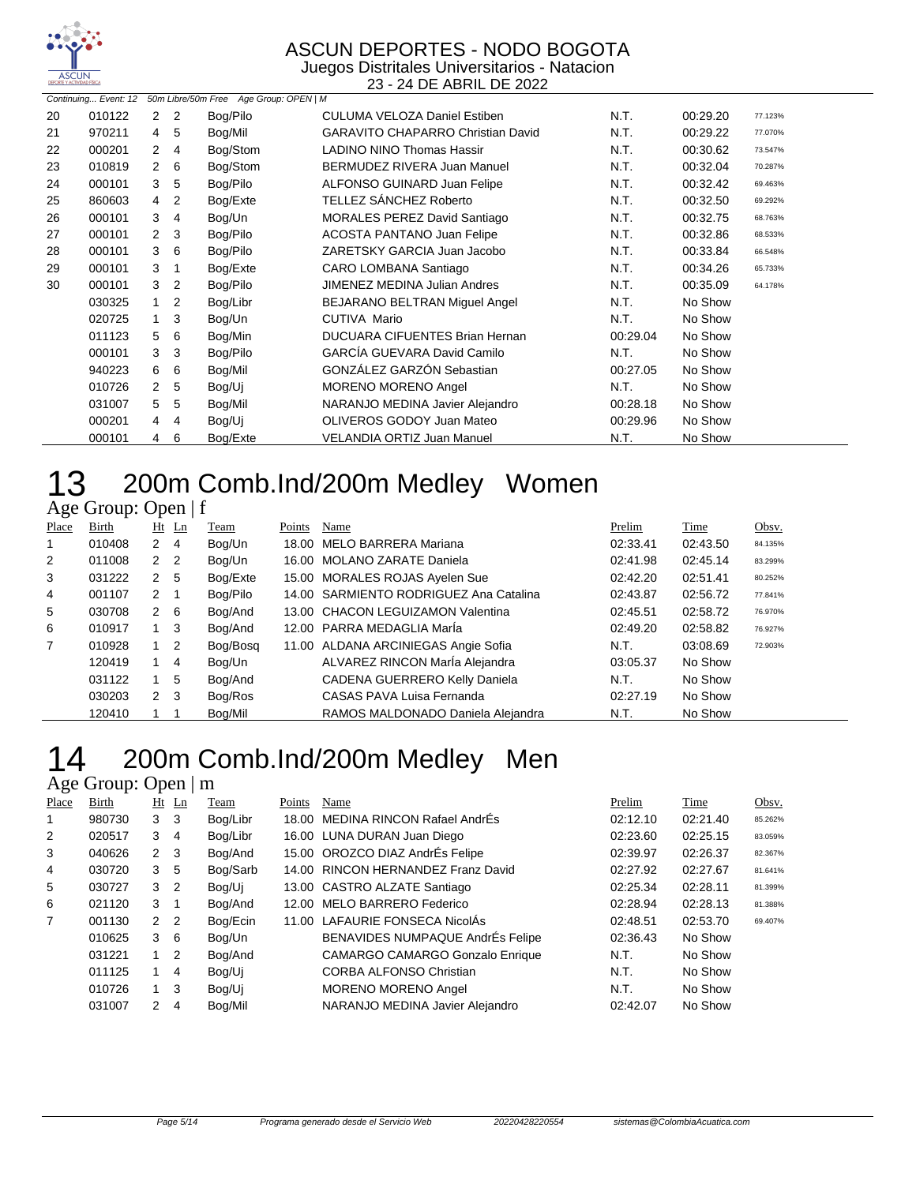# ASCUN DEPORTES - NODO BOGOTA

Juegos Distritales Universitarios - Natacion

23 - 24 DE ABRIL DE 2022

Continuing... Event: 12 50m Libre/50m Free Age Group: OPEN | M

| Place | Birth | Ht | Ln | Team | Points | Name | Prelim | Time | Obsv. |
|---|---|---|---|---|---|---|---|---|---|
| 20 | 010122 | 2 | 2 | Bog/Pilo | | CULUMA VELOZA Daniel Estiben | N.T. | 00:29.20 | 77.123% |
| 21 | 970211 | 4 | 5 | Bog/Mil | | GARAVITO CHAPARRO Christian David | N.T. | 00:29.22 | 77.070% |
| 22 | 000201 | 2 | 4 | Bog/Stom | | LADINO NINO Thomas Hassir | N.T. | 00:30.62 | 73.547% |
| 23 | 010819 | 2 | 6 | Bog/Stom | | BERMUDEZ RIVERA Juan Manuel | N.T. | 00:32.04 | 70.287% |
| 24 | 000101 | 3 | 5 | Bog/Pilo | | ALFONSO GUINARD Juan Felipe | N.T. | 00:32.42 | 69.463% |
| 25 | 860603 | 4 | 2 | Bog/Exte | | TELLEZ SÁNCHEZ Roberto | N.T. | 00:32.50 | 69.292% |
| 26 | 000101 | 3 | 4 | Bog/Un | | MORALES PEREZ David Santiago | N.T. | 00:32.75 | 68.763% |
| 27 | 000101 | 2 | 3 | Bog/Pilo | | ACOSTA PANTANO Juan Felipe | N.T. | 00:32.86 | 68.533% |
| 28 | 000101 | 3 | 6 | Bog/Pilo | | ZARETSKY GARCIA Juan Jacobo | N.T. | 00:33.84 | 66.548% |
| 29 | 000101 | 3 | 1 | Bog/Exte | | CARO LOMBANA Santiago | N.T. | 00:34.26 | 65.733% |
| 30 | 000101 | 3 | 2 | Bog/Pilo | | JIMENEZ MEDINA Julian Andres | N.T. | 00:35.09 | 64.178% |
| | 030325 | 1 | 2 | Bog/Libr | | BEJARANO BELTRAN Miguel Angel | N.T. | No Show | |
| | 020725 | 1 | 3 | Bog/Un | | CUTIVA Mario | N.T. | No Show | |
| | 011123 | 5 | 6 | Bog/Min | | DUCUARA CIFUENTES Brian Hernan | 00:29.04 | No Show | |
| | 000101 | 3 | 3 | Bog/Pilo | | GARCÍA GUEVARA David Camilo | N.T. | No Show | |
| | 940223 | 6 | 6 | Bog/Mil | | GONZÁLEZ GARZÓN Sebastian | 00:27.05 | No Show | |
| | 010726 | 2 | 5 | Bog/Uj | | MORENO MORENO Angel | N.T. | No Show | |
| | 031007 | 5 | 5 | Bog/Mil | | NARANJO MEDINA Javier Alejandro | 00:28.18 | No Show | |
| | 000201 | 4 | 4 | Bog/Uj | | OLIVEROS GODOY Juan Mateo | 00:29.96 | No Show | |
| | 000101 | 4 | 6 | Bog/Exte | | VELANDIA ORTIZ Juan Manuel | N.T. | No Show | |

# 13 200m Comb.Ind/200m Medley Women

Age Group: Open | f

| Place | Birth | Ht | Ln | Team | Points | Name | Prelim | Time | Obsv. |
|---|---|---|---|---|---|---|---|---|---|
| 1 | 010408 | 2 | 4 | Bog/Un | 18.00 | MELO BARRERA Mariana | 02:33.41 | 02:43.50 | 84.135% |
| 2 | 011008 | 2 | 2 | Bog/Un | 16.00 | MOLANO ZARATE Daniela | 02:41.98 | 02:45.14 | 83.299% |
| 3 | 031222 | 2 | 5 | Bog/Exte | 15.00 | MORALES ROJAS Ayelen Sue | 02:42.20 | 02:51.41 | 80.252% |
| 4 | 001107 | 2 | 1 | Bog/Pilo | 14.00 | SARMIENTO RODRIGUEZ Ana Catalina | 02:43.87 | 02:56.72 | 77.841% |
| 5 | 030708 | 2 | 6 | Bog/And | 13.00 | CHACON LEGUIZAMON Valentina | 02:45.51 | 02:58.72 | 76.970% |
| 6 | 010917 | 1 | 3 | Bog/And | 12.00 | PARRA MEDAGLIA MarÍa | 02:49.20 | 02:58.82 | 76.927% |
| 7 | 010928 | 1 | 2 | Bog/Bosq | 11.00 | ALDANA ARCINIEGAS Angie Sofia | N.T. | 03:08.69 | 72.903% |
| | 120419 | 1 | 4 | Bog/Un | | ALVAREZ RINCON MarÍa Alejandra | 03:05.37 | No Show | |
| | 031122 | 1 | 5 | Bog/And | | CADENA GUERRERO Kelly Daniela | N.T. | No Show | |
| | 030203 | 2 | 3 | Bog/Ros | | CASAS PAVA Luisa Fernanda | 02:27.19 | No Show | |
| | 120410 | 1 | 1 | Bog/Mil | | RAMOS MALDONADO Daniela Alejandra | N.T. | No Show | |

# 14 200m Comb.Ind/200m Medley Men

Age Group: Open | m

| Place | Birth | Ht | Ln | Team | Points | Name | Prelim | Time | Obsv. |
|---|---|---|---|---|---|---|---|---|---|
| 1 | 980730 | 3 | 3 | Bog/Libr | 18.00 | MEDINA RINCON Rafael AndrÉs | 02:12.10 | 02:21.40 | 85.262% |
| 2 | 020517 | 3 | 4 | Bog/Libr | 16.00 | LUNA DURAN Juan Diego | 02:23.60 | 02:25.15 | 83.059% |
| 3 | 040626 | 2 | 3 | Bog/And | 15.00 | OROZCO DIAZ AndrÉs Felipe | 02:39.97 | 02:26.37 | 82.367% |
| 4 | 030720 | 3 | 5 | Bog/Sarb | 14.00 | RINCON HERNANDEZ Franz David | 02:27.92 | 02:27.67 | 81.641% |
| 5 | 030727 | 3 | 2 | Bog/Uj | 13.00 | CASTRO ALZATE Santiago | 02:25.34 | 02:28.11 | 81.399% |
| 6 | 021120 | 3 | 1 | Bog/And | 12.00 | MELO BARRERO Federico | 02:28.94 | 02:28.13 | 81.388% |
| 7 | 001130 | 2 | 2 | Bog/Ecin | 11.00 | LAFAURIE FONSECA NicolÁs | 02:48.51 | 02:53.70 | 69.407% |
| | 010625 | 3 | 6 | Bog/Un | | BENAVIDES NUMPAQUE AndrÉs Felipe | 02:36.43 | No Show | |
| | 031221 | 1 | 2 | Bog/And | | CAMARGO CAMARGO Gonzalo Enrique | N.T. | No Show | |
| | 011125 | 1 | 4 | Bog/Uj | | CORBA ALFONSO Christian | N.T. | No Show | |
| | 010726 | 1 | 3 | Bog/Uj | | MORENO MORENO Angel | N.T. | No Show | |
| | 031007 | 2 | 4 | Bog/Mil | | NARANJO MEDINA Javier Alejandro | 02:42.07 | No Show | |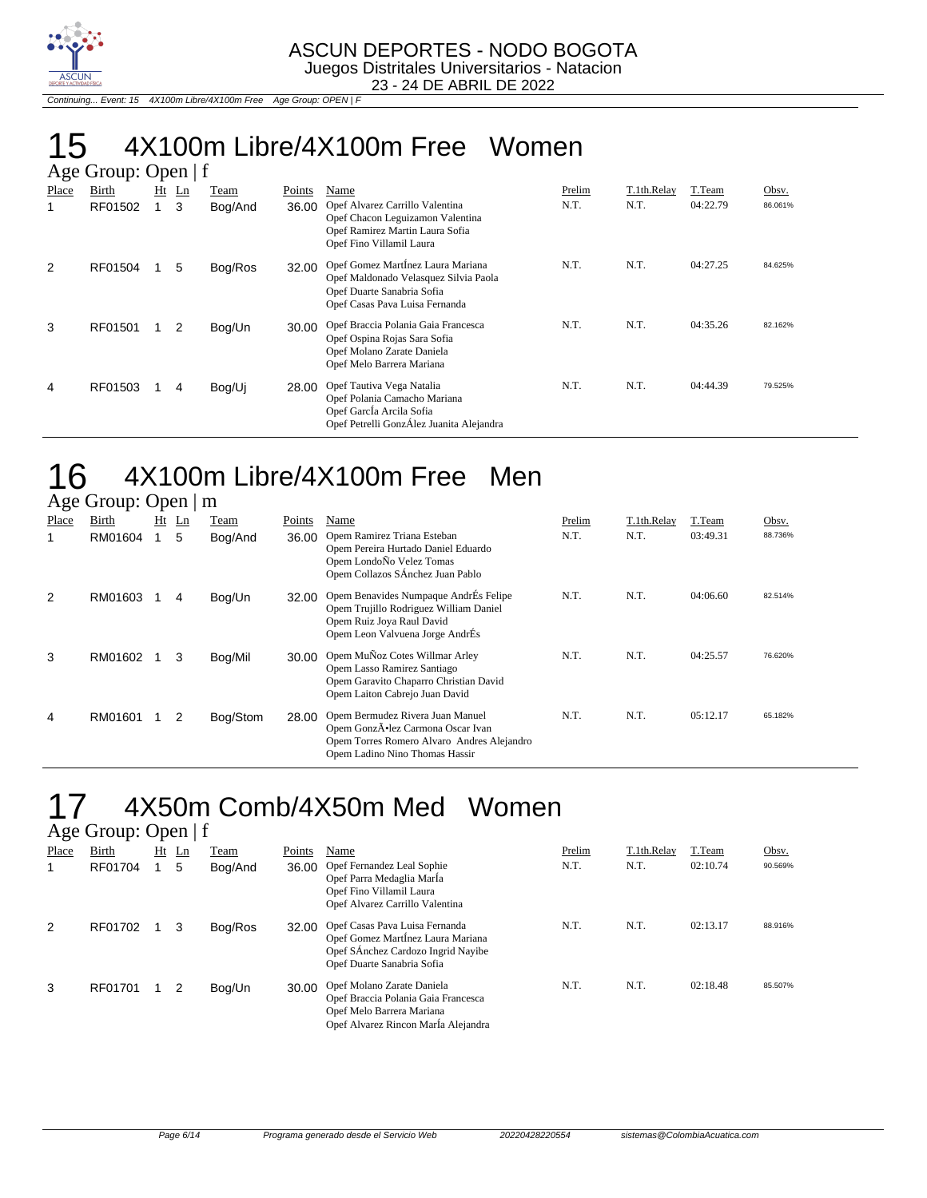ASCUN DEPORTES - NODO BOGOTA
Juegos Distritales Universitarios - Natacion
23 - 24 DE ABRIL DE 2022

*Continuing... Event: 15 4X100m Libre/4X100m Free Age Group: OPEN | F*

# 15 4X100m Libre/4X100m Free Women

## Age Group: Open | f

| Place | Birth | Ht | Ln | Team | Points | Name | Prelim | T.1th.Relay | T.Team | Obsv. |
|---|---|---|---|---|---|---|---|---|---|---|
| 1 | RF01502 | 1 | 3 | Bog/And | 36.00 | Opef Alvarez Carrillo Valentina<br>Opef Chacon Leguizamon Valentina<br>Opef Ramirez Martin Laura Sofia<br>Opef Fino Villamil Laura | N.T. | N.T. | 04:22.79 | 86.061% |
| 2 | RF01504 | 1 | 5 | Bog/Ros | 32.00 | Opef Gomez MartÍnez Laura Mariana<br>Opef Maldonado Velasquez Silvia Paola<br>Opef Duarte Sanabria Sofia<br>Opef Casas Pava Luisa Fernanda | N.T. | N.T. | 04:27.25 | 84.625% |
| 3 | RF01501 | 1 | 2 | Bog/Un | 30.00 | Opef Braccia Polania Gaia Francesca<br>Opef Ospina Rojas Sara Sofia<br>Opef Molano Zarate Daniela<br>Opef Melo Barrera Mariana | N.T. | N.T. | 04:35.26 | 82.162% |
| 4 | RF01503 | 1 | 4 | Bog/Uj | 28.00 | Opef Tautiva Vega Natalia<br>Opef Polania Camacho Mariana<br>Opef GarcÍa Arcila Sofia<br>Opef Petrelli GonzÁlez Juanita Alejandra | N.T. | N.T. | 04:44.39 | 79.525% |

# 16 4X100m Libre/4X100m Free Men

## Age Group: Open | m

| Place | Birth | Ht | Ln | Team | Points | Name | Prelim | T.1th.Relay | T.Team | Obsv. |
|---|---|---|---|---|---|---|---|---|---|---|
| 1 | RM01604 | 1 | 5 | Bog/And | 36.00 | Opem Ramirez Triana Esteban<br>Opem Pereira Hurtado Daniel Eduardo<br>Opem LondoÑo Velez Tomas<br>Opem Collazos SÁnchez Juan Pablo | N.T. | N.T. | 03:49.31 | 88.736% |
| 2 | RM01603 | 1 | 4 | Bog/Un | 32.00 | Opem Benavides Numpaque AndrÉs Felipe<br>Opem Trujillo Rodriguez William Daniel<br>Opem Ruiz Joya Raul David<br>Opem Leon Valvuena Jorge AndrÉs | N.T. | N.T. | 04:06.60 | 82.514% |
| 3 | RM01602 | 1 | 3 | Bog/Mil | 30.00 | Opem MuÑoz Cotes Willmar Arley<br>Opem Lasso Ramirez Santiago<br>Opem Garavito Chaparro Christian David<br>Opem Laiton Cabrejo Juan David | N.T. | N.T. | 04:25.57 | 76.620% |
| 4 | RM01601 | 1 | 2 | Bog/Stom | 28.00 | Opem Bermudez Rivera Juan Manuel<br>Opem GonzÃ•lez Carmona Oscar Ivan<br>Opem Torres Romero Alvaro Andres Alejandro<br>Opem Ladino Nino Thomas Hassir | N.T. | N.T. | 05:12.17 | 65.182% |

# 17 4X50m Comb/4X50m Med Women

## Age Group: Open | f

| Place | Birth | Ht | Ln | Team | Points | Name | Prelim | T.1th.Relay | T.Team | Obsv. |
|---|---|---|---|---|---|---|---|---|---|---|
| 1 | RF01704 | 1 | 5 | Bog/And | 36.00 | Opef Fernandez Leal Sophie<br>Opef Parra Medaglia MarÍa<br>Opef Fino Villamil Laura<br>Opef Alvarez Carrillo Valentina | N.T. | N.T. | 02:10.74 | 90.569% |
| 2 | RF01702 | 1 | 3 | Bog/Ros | 32.00 | Opef Casas Pava Luisa Fernanda<br>Opef Gomez MartÍnez Laura Mariana<br>Opef SÁnchez Cardozo Ingrid Nayibe<br>Opef Duarte Sanabria Sofia | N.T. | N.T. | 02:13.17 | 88.916% |
| 3 | RF01701 | 1 | 2 | Bog/Un | 30.00 | Opef Molano Zarate Daniela<br>Opef Braccia Polania Gaia Francesca<br>Opef Melo Barrera Mariana<br>Opef Alvarez Rincon MarÍa Alejandra | N.T. | N.T. | 02:18.48 | 85.507% |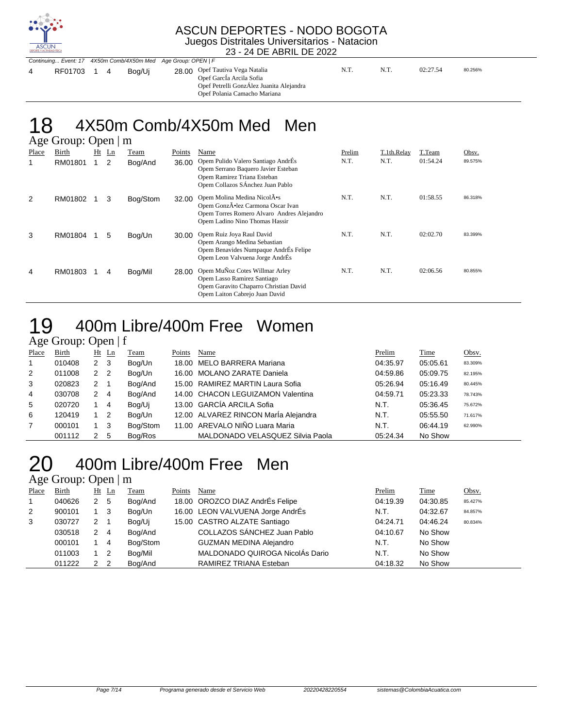ASCUN DEPORTES - NODO BOGOTA
Juegos Distritales Universitarios - Natacion
23 - 24 DE ABRIL DE 2022

*Continuing... Event: 17 4X50m Comb/4X50m Med Age Group: OPEN | F*

| Place | Birth | Ht | Ln | Team | Points | Name | Prelim | T.1th.Relay | T.Team | Obsv. |
|---|---|---|---|---|---|---|---|---|---|---|
| 4 | RF01703 | 1 | 4 | Bog/Uj | 28.00 | Opef Tautiva Vega Natalia<br>Opef GarcÍa Arcila Sofia<br>Opef Petrelli GonzÁlez Juanita Alejandra<br>Opef Polania Camacho Mariana | N.T. | N.T. | 02:27.54 | 80.256% |

# 18 4X50m Comb/4X50m Med Men

## Age Group: Open | m

| Place | Birth | Ht | Ln | Team | Points | Name | Prelim | T.1th.Relay | T.Team | Obsv. |
|---|---|---|---|---|---|---|---|---|---|---|
| 1 | RM01801 | 1 | 2 | Bog/And | 36.00 | Opem Pulido Valero Santiago AndrÉs<br>Opem Serrano Baquero Javier Esteban<br>Opem Ramirez Triana Esteban<br>Opem Collazos SÁnchez Juan Pablo | N.T. | N.T. | 01:54.24 | 89.575% |
| 2 | RM01802 | 1 | 3 | Bog/Stom | 32.00 | Opem Molina Medina NicolÃ•s<br>Opem GonzÃ•lez Carmona Oscar Ivan<br>Opem Torres Romero Alvaro Andres Alejandro<br>Opem Ladino Nino Thomas Hassir | N.T. | N.T. | 01:58.55 | 86.318% |
| 3 | RM01804 | 1 | 5 | Bog/Un | 30.00 | Opem Ruiz Joya Raul David<br>Opem Arango Medina Sebastian<br>Opem Benavides Numpaque AndrÉs Felipe<br>Opem Leon Valvuena Jorge AndrÉs | N.T. | N.T. | 02:02.70 | 83.399% |
| 4 | RM01803 | 1 | 4 | Bog/Mil | 28.00 | Opem MuÑoz Cotes Willmar Arley<br>Opem Lasso Ramirez Santiago<br>Opem Garavito Chaparro Christian David<br>Opem Laiton Cabrejo Juan David | N.T. | N.T. | 02:06.56 | 80.855% |

# 19 400m Libre/400m Free Women

## Age Group: Open | f

| Place | Birth | Ht | Ln | Team | Points | Name | Prelim | Time | Obsv. |
|---|---|---|---|---|---|---|---|---|---|
| 1 | 010408 | 2 | 3 | Bog/Un | 18.00 | MELO BARRERA Mariana | 04:35.97 | 05:05.61 | 83.309% |
| 2 | 011008 | 2 | 2 | Bog/Un | 16.00 | MOLANO ZARATE Daniela | 04:59.86 | 05:09.75 | 82.195% |
| 3 | 020823 | 2 | 1 | Bog/And | 15.00 | RAMIREZ MARTIN Laura Sofia | 05:26.94 | 05:16.49 | 80.445% |
| 4 | 030708 | 2 | 4 | Bog/And | 14.00 | CHACON LEGUIZAMON Valentina | 04:59.71 | 05:23.33 | 78.743% |
| 5 | 020720 | 1 | 4 | Bog/Uj | 13.00 | GARCÍA ARCILA Sofia | N.T. | 05:36.45 | 75.672% |
| 6 | 120419 | 1 | 2 | Bog/Un | 12.00 | ALVAREZ RINCON MarÍa Alejandra | N.T. | 05:55.50 | 71.617% |
| 7 | 000101 | 1 | 3 | Bog/Stom | 11.00 | AREVALO NIÑO Luara Maria | N.T. | 06:44.19 | 62.990% |
|  | 001112 | 2 | 5 | Bog/Ros |  | MALDONADO VELASQUEZ Silvia Paola | 05:24.34 | No Show |  |

# 20 400m Libre/400m Free Men

## Age Group: Open | m

| Place | Birth | Ht | Ln | Team | Points | Name | Prelim | Time | Obsv. |
|---|---|---|---|---|---|---|---|---|---|
| 1 | 040626 | 2 | 5 | Bog/And | 18.00 | OROZCO DIAZ AndrÉs Felipe | 04:19.39 | 04:30.85 | 85.427% |
| 2 | 900101 | 1 | 3 | Bog/Un | 16.00 | LEON VALVUENA Jorge AndrÉs | N.T. | 04:32.67 | 84.857% |
| 3 | 030727 | 2 | 1 | Bog/Uj | 15.00 | CASTRO ALZATE Santiago | 04:24.71 | 04:46.24 | 80.834% |
|  | 030518 | 2 | 4 | Bog/And |  | COLLAZOS SÁNCHEZ Juan Pablo | 04:10.67 | No Show |  |
|  | 000101 | 1 | 4 | Bog/Stom |  | GUZMAN MEDINA Alejandro | N.T. | No Show |  |
|  | 011003 | 1 | 2 | Bog/Mil |  | MALDONADO QUIROGA NicolÁs Dario | N.T. | No Show |  |
|  | 011222 | 2 | 2 | Bog/And |  | RAMIREZ TRIANA Esteban | 04:18.32 | No Show |  |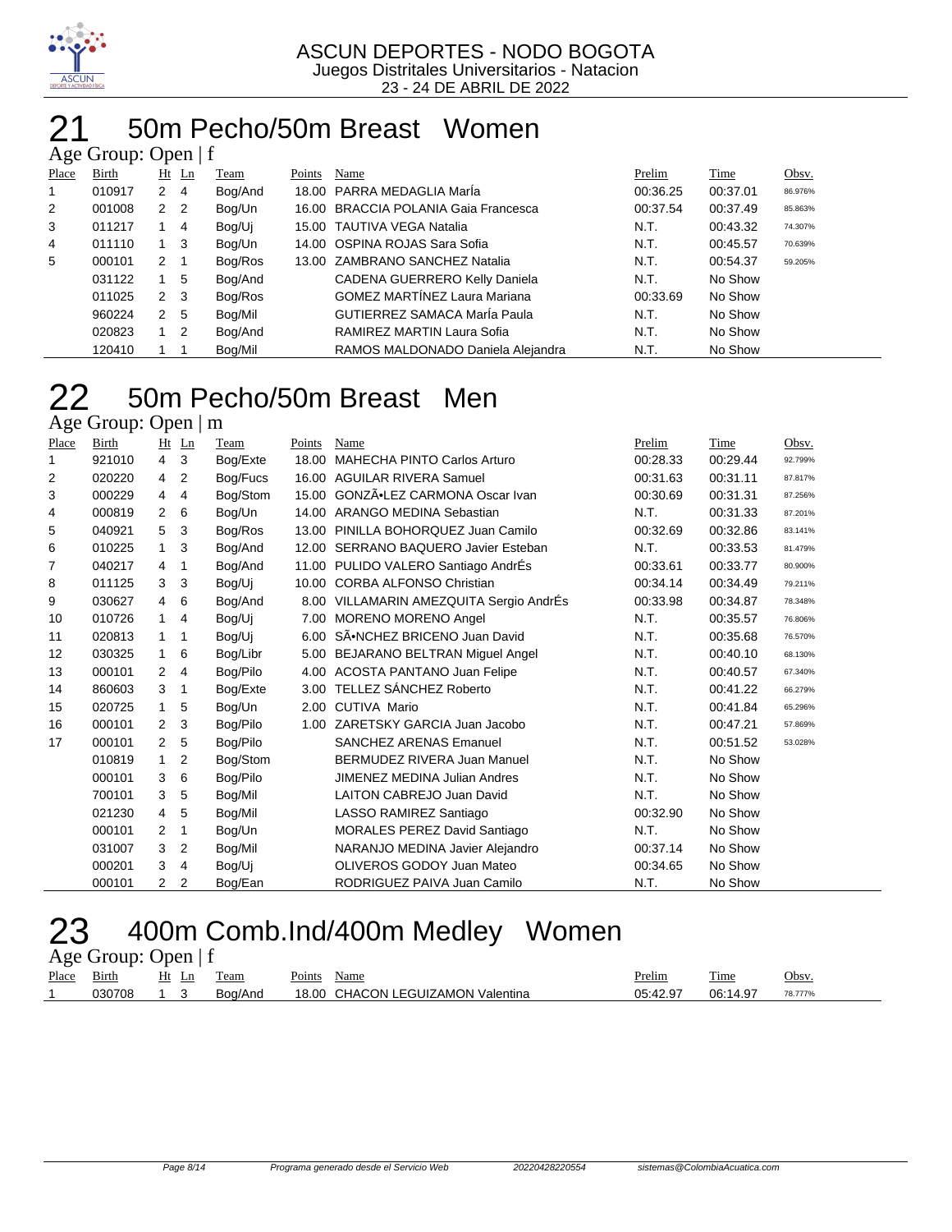ASCUN DEPORTES - NODO BOGOTA
Juegos Distritales Universitarios - Natacion
23 - 24 DE ABRIL DE 2022

# 21 50m Pecho/50m Breast Women

Age Group: Open | f

| Place | Birth | Ht | Ln | Team | Points | Name | Prelim | Time | Obsv. |
|---|---|---|---|---|---|---|---|---|---|
| 1 | 010917 | 2 | 4 | Bog/And | 18.00 | PARRA MEDAGLIA MarÍa | 00:36.25 | 00:37.01 | 86.976% |
| 2 | 001008 | 2 | 2 | Bog/Un | 16.00 | BRACCIA POLANIA Gaia Francesca | 00:37.54 | 00:37.49 | 85.863% |
| 3 | 011217 | 1 | 4 | Bog/Uj | 15.00 | TAUTIVA VEGA Natalia | N.T. | 00:43.32 | 74.307% |
| 4 | 011110 | 1 | 3 | Bog/Un | 14.00 | OSPINA ROJAS Sara Sofia | N.T. | 00:45.57 | 70.639% |
| 5 | 000101 | 2 | 1 | Bog/Ros | 13.00 | ZAMBRANO SANCHEZ Natalia | N.T. | 00:54.37 | 59.205% |
| | 031122 | 1 | 5 | Bog/And | | CADENA GUERRERO Kelly Daniela | N.T. | No Show | |
| | 011025 | 2 | 3 | Bog/Ros | | GOMEZ MARTÍNEZ Laura Mariana | 00:33.69 | No Show | |
| | 960224 | 2 | 5 | Bog/Mil | | GUTIERREZ SAMACA MarÍa Paula | N.T. | No Show | |
| | 020823 | 1 | 2 | Bog/And | | RAMIREZ MARTIN Laura Sofia | N.T. | No Show | |
| | 120410 | 1 | 1 | Bog/Mil | | RAMOS MALDONADO Daniela Alejandra | N.T. | No Show | |

# 22 50m Pecho/50m Breast Men

Age Group: Open | m

| Place | Birth | Ht | Ln | Team | Points | Name | Prelim | Time | Obsv. |
|---|---|---|---|---|---|---|---|---|---|
| 1 | 921010 | 4 | 3 | Bog/Exte | 18.00 | MAHECHA PINTO Carlos Arturo | 00:28.33 | 00:29.44 | 92.799% |
| 2 | 020220 | 4 | 2 | Bog/Fucs | 16.00 | AGUILAR RIVERA Samuel | 00:31.63 | 00:31.11 | 87.817% |
| 3 | 000229 | 4 | 4 | Bog/Stom | 15.00 | GONZÃ•LEZ CARMONA Oscar Ivan | 00:30.69 | 00:31.31 | 87.256% |
| 4 | 000819 | 2 | 6 | Bog/Un | 14.00 | ARANGO MEDINA Sebastian | N.T. | 00:31.33 | 87.201% |
| 5 | 040921 | 5 | 3 | Bog/Ros | 13.00 | PINILLA BOHORQUEZ Juan Camilo | 00:32.69 | 00:32.86 | 83.141% |
| 6 | 010225 | 1 | 3 | Bog/And | 12.00 | SERRANO BAQUERO Javier Esteban | N.T. | 00:33.53 | 81.479% |
| 7 | 040217 | 4 | 1 | Bog/And | 11.00 | PULIDO VALERO Santiago AndrÉs | 00:33.61 | 00:33.77 | 80.900% |
| 8 | 011125 | 3 | 3 | Bog/Uj | 10.00 | CORBA ALFONSO Christian | 00:34.14 | 00:34.49 | 79.211% |
| 9 | 030627 | 4 | 6 | Bog/And | 8.00 | VILLAMARIN AMEZQUITA Sergio AndrÉs | 00:33.98 | 00:34.87 | 78.348% |
| 10 | 010726 | 1 | 4 | Bog/Uj | 7.00 | MORENO MORENO Angel | N.T. | 00:35.57 | 76.806% |
| 11 | 020813 | 1 | 1 | Bog/Uj | 6.00 | SÃ•NCHEZ BRICENO Juan David | N.T. | 00:35.68 | 76.570% |
| 12 | 030325 | 1 | 6 | Bog/Libr | 5.00 | BEJARANO BELTRAN Miguel Angel | N.T. | 00:40.10 | 68.130% |
| 13 | 000101 | 2 | 4 | Bog/Pilo | 4.00 | ACOSTA PANTANO Juan Felipe | N.T. | 00:40.57 | 67.340% |
| 14 | 860603 | 3 | 1 | Bog/Exte | 3.00 | TELLEZ SÁNCHEZ Roberto | N.T. | 00:41.22 | 66.279% |
| 15 | 020725 | 1 | 5 | Bog/Un | 2.00 | CUTIVA Mario | N.T. | 00:41.84 | 65.296% |
| 16 | 000101 | 2 | 3 | Bog/Pilo | 1.00 | ZARETSKY GARCIA Juan Jacobo | N.T. | 00:47.21 | 57.869% |
| 17 | 000101 | 2 | 5 | Bog/Pilo | | SANCHEZ ARENAS Emanuel | N.T. | 00:51.52 | 53.028% |
| | 010819 | 1 | 2 | Bog/Stom | | BERMUDEZ RIVERA Juan Manuel | N.T. | No Show | |
| | 000101 | 3 | 6 | Bog/Pilo | | JIMENEZ MEDINA Julian Andres | N.T. | No Show | |
| | 700101 | 3 | 5 | Bog/Mil | | LAITON CABREJO Juan David | N.T. | No Show | |
| | 021230 | 4 | 5 | Bog/Mil | | LASSO RAMIREZ Santiago | 00:32.90 | No Show | |
| | 000101 | 2 | 1 | Bog/Un | | MORALES PEREZ David Santiago | N.T. | No Show | |
| | 031007 | 3 | 2 | Bog/Mil | | NARANJO MEDINA Javier Alejandro | 00:37.14 | No Show | |
| | 000201 | 3 | 4 | Bog/Uj | | OLIVEROS GODOY Juan Mateo | 00:34.65 | No Show | |
| | 000101 | 2 | 2 | Bog/Ean | | RODRIGUEZ PAIVA Juan Camilo | N.T. | No Show | |

# 23 400m Comb.Ind/400m Medley Women

Age Group: Open | f

| Place | Birth | Ht | Ln | Team | Points | Name | Prelim | Time | Obsv. |
|---|---|---|---|---|---|---|---|---|---|
| 1 | 030708 | 1 | 3 | Bog/And | 18.00 | CHACON LEGUIZAMON Valentina | 05:42.97 | 06:14.97 | 78.777% |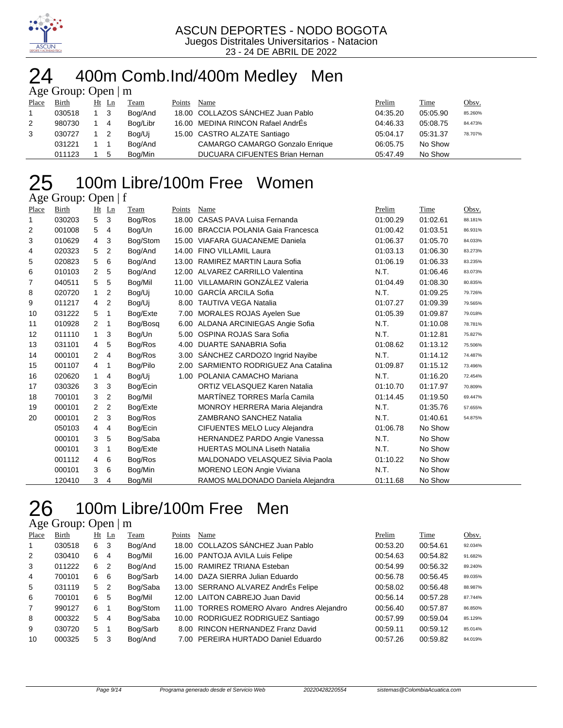ASCUN DEPORTES - NODO BOGOTA
Juegos Distritales Universitarios - Natacion
23 - 24 DE ABRIL DE 2022

# 24 400m Comb.Ind/400m Medley Men

Age Group: Open | m

| Place | Birth | Ht | Ln | Team | Points | Name | Prelim | Time | Obsv. |
|---|---|---|---|---|---|---|---|---|---|
| 1 | 030518 | 1 | 3 | Bog/And | 18.00 | COLLAZOS SÁNCHEZ Juan Pablo | 04:35.20 | 05:05.90 | 85.260% |
| 2 | 980730 | 1 | 4 | Bog/Libr | 16.00 | MEDINA RINCON Rafael AndrÉs | 04:46.33 | 05:08.75 | 84.473% |
| 3 | 030727 | 1 | 2 | Bog/Uj | 15.00 | CASTRO ALZATE Santiago | 05:04.17 | 05:31.37 | 78.707% |
| | 031221 | 1 | 1 | Bog/And | | CAMARGO CAMARGO Gonzalo Enrique | 06:05.75 | No Show | |
| | 011123 | 1 | 5 | Bog/Min | | DUCUARA CIFUENTES Brian Hernan | 05:47.49 | No Show | |

# 25 100m Libre/100m Free Women

Age Group: Open | f

| Place | Birth | Ht | Ln | Team | Points | Name | Prelim | Time | Obsv. |
|---|---|---|---|---|---|---|---|---|---|
| 1 | 030203 | 5 | 3 | Bog/Ros | 18.00 | CASAS PAVA Luisa Fernanda | 01:00.29 | 01:02.61 | 88.181% |
| 2 | 001008 | 5 | 4 | Bog/Un | 16.00 | BRACCIA POLANIA Gaia Francesca | 01:00.42 | 01:03.51 | 86.931% |
| 3 | 010629 | 4 | 3 | Bog/Stom | 15.00 | VIAFARA GUACANEME Daniela | 01:06.37 | 01:05.70 | 84.033% |
| 4 | 020323 | 5 | 2 | Bog/And | 14.00 | FINO VILLAMIL Laura | 01:03.13 | 01:06.30 | 83.273% |
| 5 | 020823 | 5 | 6 | Bog/And | 13.00 | RAMIREZ MARTIN Laura Sofia | 01:06.19 | 01:06.33 | 83.235% |
| 6 | 010103 | 2 | 5 | Bog/And | 12.00 | ALVAREZ CARRILLO Valentina | N.T. | 01:06.46 | 83.073% |
| 7 | 040511 | 5 | 5 | Bog/Mil | 11.00 | VILLAMARIN GONZÁLEZ Valeria | 01:04.49 | 01:08.30 | 80.835% |
| 8 | 020720 | 1 | 2 | Bog/Uj | 10.00 | GARCÍA ARCILA Sofia | N.T. | 01:09.25 | 79.726% |
| 9 | 011217 | 4 | 2 | Bog/Uj | 8.00 | TAUTIVA VEGA Natalia | 01:07.27 | 01:09.39 | 79.565% |
| 10 | 031222 | 5 | 1 | Bog/Exte | 7.00 | MORALES ROJAS Ayelen Sue | 01:05.39 | 01:09.87 | 79.018% |
| 11 | 010928 | 2 | 1 | Bog/Bosq | 6.00 | ALDANA ARCINIEGAS Angie Sofia | N.T. | 01:10.08 | 78.781% |
| 12 | 011110 | 1 | 3 | Bog/Un | 5.00 | OSPINA ROJAS Sara Sofia | N.T. | 01:12.81 | 75.827% |
| 13 | 031101 | 4 | 5 | Bog/Ros | 4.00 | DUARTE SANABRIA Sofia | 01:08.62 | 01:13.12 | 75.506% |
| 14 | 000101 | 2 | 4 | Bog/Ros | 3.00 | SÁNCHEZ CARDOZO Ingrid Nayibe | N.T. | 01:14.12 | 74.487% |
| 15 | 001107 | 4 | 1 | Bog/Pilo | 2.00 | SARMIENTO RODRIGUEZ Ana Catalina | 01:09.87 | 01:15.12 | 73.496% |
| 16 | 020620 | 1 | 4 | Bog/Uj | 1.00 | POLANIA CAMACHO Mariana | N.T. | 01:16.20 | 72.454% |
| 17 | 030326 | 3 | 3 | Bog/Ecin | | ORTIZ VELASQUEZ Karen Natalia | 01:10.70 | 01:17.97 | 70.809% |
| 18 | 700101 | 3 | 2 | Bog/Mil | | MARTÍNEZ TORRES MarÍa Camila | 01:14.45 | 01:19.50 | 69.447% |
| 19 | 000101 | 2 | 2 | Bog/Exte | | MONROY HERRERA Maria Alejandra | N.T. | 01:35.76 | 57.655% |
| 20 | 000101 | 2 | 3 | Bog/Ros | | ZAMBRANO SANCHEZ Natalia | N.T. | 01:40.61 | 54.875% |
| | 050103 | 4 | 4 | Bog/Ecin | | CIFUENTES MELO Lucy Alejandra | 01:06.78 | No Show | |
| | 000101 | 3 | 5 | Bog/Saba | | HERNANDEZ PARDO Angie Vanessa | N.T. | No Show | |
| | 000101 | 3 | 1 | Bog/Exte | | HUERTAS MOLINA Liseth Natalia | N.T. | No Show | |
| | 001112 | 4 | 6 | Bog/Ros | | MALDONADO VELASQUEZ Silvia Paola | 01:10.22 | No Show | |
| | 000101 | 3 | 6 | Bog/Min | | MORENO LEON Angie Viviana | N.T. | No Show | |
| | 120410 | 3 | 4 | Bog/Mil | | RAMOS MALDONADO Daniela Alejandra | 01:11.68 | No Show | |

# 26 100m Libre/100m Free Men

Age Group: Open | m

| Place | Birth | Ht | Ln | Team | Points | Name | Prelim | Time | Obsv. |
|---|---|---|---|---|---|---|---|---|---|
| 1 | 030518 | 6 | 3 | Bog/And | 18.00 | COLLAZOS SÁNCHEZ Juan Pablo | 00:53.20 | 00:54.61 | 92.034% |
| 2 | 030410 | 6 | 4 | Bog/Mil | 16.00 | PANTOJA AVILA Luis Felipe | 00:54.63 | 00:54.82 | 91.682% |
| 3 | 011222 | 6 | 2 | Bog/And | 15.00 | RAMIREZ TRIANA Esteban | 00:54.99 | 00:56.32 | 89.240% |
| 4 | 700101 | 6 | 6 | Bog/Sarb | 14.00 | DAZA SIERRA Julian Eduardo | 00:56.78 | 00:56.45 | 89.035% |
| 5 | 031119 | 5 | 2 | Bog/Saba | 13.00 | SERRANO ALVAREZ AndrÉs Felipe | 00:58.02 | 00:56.48 | 88.987% |
| 6 | 700101 | 6 | 5 | Bog/Mil | 12.00 | LAITON CABREJO Juan David | 00:56.14 | 00:57.28 | 87.744% |
| 7 | 990127 | 6 | 1 | Bog/Stom | 11.00 | TORRES ROMERO Alvaro Andres Alejandro | 00:56.40 | 00:57.87 | 86.850% |
| 8 | 000322 | 5 | 4 | Bog/Saba | 10.00 | RODRIGUEZ RODRIGUEZ Santiago | 00:57.99 | 00:59.04 | 85.129% |
| 9 | 030720 | 5 | 1 | Bog/Sarb | 8.00 | RINCON HERNANDEZ Franz David | 00:59.11 | 00:59.12 | 85.014% |
| 10 | 000325 | 5 | 3 | Bog/And | 7.00 | PEREIRA HURTADO Daniel Eduardo | 00:57.26 | 00:59.82 | 84.019% |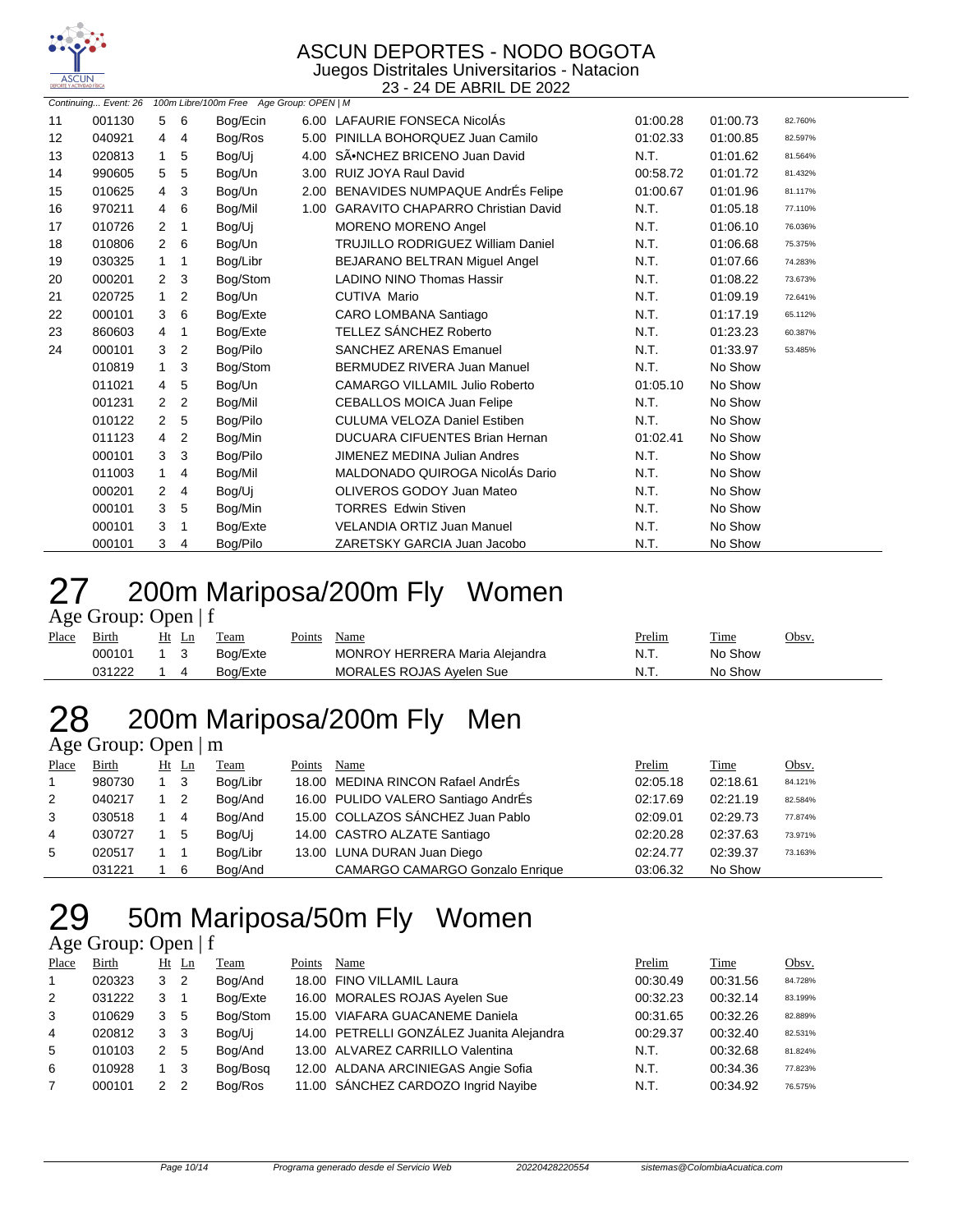# ASCUN DEPORTES - NODO BOGOTA

Juegos Distritales Universitarios - Natacion

23 - 24 DE ABRIL DE 2022

*Continuing... Event: 26 100m Libre/100m Free Age Group: OPEN | M*

| Place | Birth | Ht | Ln | Team | Points | Name | Prelim | Time | Obsv. |
|---|---|---|---|---|---|---|---|---|---|
| 11 | 001130 | 5 | 6 | Bog/Ecin | 6.00 | LAFAURIE FONSECA NicolÁs | 01:00.28 | 01:00.73 | 82.760% |
| 12 | 040921 | 4 | 4 | Bog/Ros | 5.00 | PINILLA BOHORQUEZ Juan Camilo | 01:02.33 | 01:00.85 | 82.597% |
| 13 | 020813 | 1 | 5 | Bog/Uj | 4.00 | SÃ•NCHEZ BRICENO Juan David | N.T. | 01:01.62 | 81.564% |
| 14 | 990605 | 5 | 5 | Bog/Un | 3.00 | RUIZ JOYA Raul David | 00:58.72 | 01:01.72 | 81.432% |
| 15 | 010625 | 4 | 3 | Bog/Un | 2.00 | BENAVIDES NUMPAQUE AndrÉs Felipe | 01:00.67 | 01:01.96 | 81.117% |
| 16 | 970211 | 4 | 6 | Bog/Mil | 1.00 | GARAVITO CHAPARRO Christian David | N.T. | 01:05.18 | 77.110% |
| 17 | 010726 | 2 | 1 | Bog/Uj | | MORENO MORENO Angel | N.T. | 01:06.10 | 76.036% |
| 18 | 010806 | 2 | 6 | Bog/Un | | TRUJILLO RODRIGUEZ William Daniel | N.T. | 01:06.68 | 75.375% |
| 19 | 030325 | 1 | 1 | Bog/Libr | | BEJARANO BELTRAN Miguel Angel | N.T. | 01:07.66 | 74.283% |
| 20 | 000201 | 2 | 3 | Bog/Stom | | LADINO NINO Thomas Hassir | N.T. | 01:08.22 | 73.673% |
| 21 | 020725 | 1 | 2 | Bog/Un | | CUTIVA Mario | N.T. | 01:09.19 | 72.641% |
| 22 | 000101 | 3 | 6 | Bog/Exte | | CARO LOMBANA Santiago | N.T. | 01:17.19 | 65.112% |
| 23 | 860603 | 4 | 1 | Bog/Exte | | TELLEZ SÁNCHEZ Roberto | N.T. | 01:23.23 | 60.387% |
| 24 | 000101 | 3 | 2 | Bog/Pilo | | SANCHEZ ARENAS Emanuel | N.T. | 01:33.97 | 53.485% |
| | 010819 | 1 | 3 | Bog/Stom | | BERMUDEZ RIVERA Juan Manuel | N.T. | No Show | |
| | 011021 | 4 | 5 | Bog/Un | | CAMARGO VILLAMIL Julio Roberto | 01:05.10 | No Show | |
| | 001231 | 2 | 2 | Bog/Mil | | CEBALLOS MOICA Juan Felipe | N.T. | No Show | |
| | 010122 | 2 | 5 | Bog/Pilo | | CULUMA VELOZA Daniel Estiben | N.T. | No Show | |
| | 011123 | 4 | 2 | Bog/Min | | DUCUARA CIFUENTES Brian Hernan | 01:02.41 | No Show | |
| | 000101 | 3 | 3 | Bog/Pilo | | JIMENEZ MEDINA Julian Andres | N.T. | No Show | |
| | 011003 | 1 | 4 | Bog/Mil | | MALDONADO QUIROGA NicolÁs Dario | N.T. | No Show | |
| | 000201 | 2 | 4 | Bog/Uj | | OLIVEROS GODOY Juan Mateo | N.T. | No Show | |
| | 000101 | 3 | 5 | Bog/Min | | TORRES Edwin Stiven | N.T. | No Show | |
| | 000101 | 3 | 1 | Bog/Exte | | VELANDIA ORTIZ Juan Manuel | N.T. | No Show | |
| | 000101 | 3 | 4 | Bog/Pilo | | ZARETSKY GARCIA Juan Jacobo | N.T. | No Show | |

# 27 200m Mariposa/200m Fly Women

Age Group: Open | f

| Place | Birth | Ht | Ln | Team | Points | Name | Prelim | Time | Obsv. |
|---|---|---|---|---|---|---|---|---|---|
| | 000101 | 1 | 3 | Bog/Exte | | MONROY HERRERA Maria Alejandra | N.T. | No Show | |
| | 031222 | 1 | 4 | Bog/Exte | | MORALES ROJAS Ayelen Sue | N.T. | No Show | |

# 28 200m Mariposa/200m Fly Men

Age Group: Open | m

| Place | Birth | Ht | Ln | Team | Points | Name | Prelim | Time | Obsv. |
|---|---|---|---|---|---|---|---|---|---|
| 1 | 980730 | 1 | 3 | Bog/Libr | 18.00 | MEDINA RINCON Rafael AndrÉs | 02:05.18 | 02:18.61 | 84.121% |
| 2 | 040217 | 1 | 2 | Bog/And | 16.00 | PULIDO VALERO Santiago AndrÉs | 02:17.69 | 02:21.19 | 82.584% |
| 3 | 030518 | 1 | 4 | Bog/And | 15.00 | COLLAZOS SÁNCHEZ Juan Pablo | 02:09.01 | 02:29.73 | 77.874% |
| 4 | 030727 | 1 | 5 | Bog/Uj | 14.00 | CASTRO ALZATE Santiago | 02:20.28 | 02:37.63 | 73.971% |
| 5 | 020517 | 1 | 1 | Bog/Libr | 13.00 | LUNA DURAN Juan Diego | 02:24.77 | 02:39.37 | 73.163% |
| | 031221 | 1 | 6 | Bog/And | | CAMARGO CAMARGO Gonzalo Enrique | 03:06.32 | No Show | |

# 29 50m Mariposa/50m Fly Women

Age Group: Open | f

| Place | Birth | Ht | Ln | Team | Points | Name | Prelim | Time | Obsv. |
|---|---|---|---|---|---|---|---|---|---|
| 1 | 020323 | 3 | 2 | Bog/And | 18.00 | FINO VILLAMIL Laura | 00:30.49 | 00:31.56 | 84.728% |
| 2 | 031222 | 3 | 1 | Bog/Exte | 16.00 | MORALES ROJAS Ayelen Sue | 00:32.23 | 00:32.14 | 83.199% |
| 3 | 010629 | 3 | 5 | Bog/Stom | 15.00 | VIAFARA GUACANEME Daniela | 00:31.65 | 00:32.26 | 82.889% |
| 4 | 020812 | 3 | 3 | Bog/Uj | 14.00 | PETRELLI GONZÁLEZ Juanita Alejandra | 00:29.37 | 00:32.40 | 82.531% |
| 5 | 010103 | 2 | 5 | Bog/And | 13.00 | ALVAREZ CARRILLO Valentina | N.T. | 00:32.68 | 81.824% |
| 6 | 010928 | 1 | 3 | Bog/Bosq | 12.00 | ALDANA ARCINIEGAS Angie Sofia | N.T. | 00:34.36 | 77.823% |
| 7 | 000101 | 2 | 2 | Bog/Ros | 11.00 | SÁNCHEZ CARDOZO Ingrid Nayibe | N.T. | 00:34.92 | 76.575% |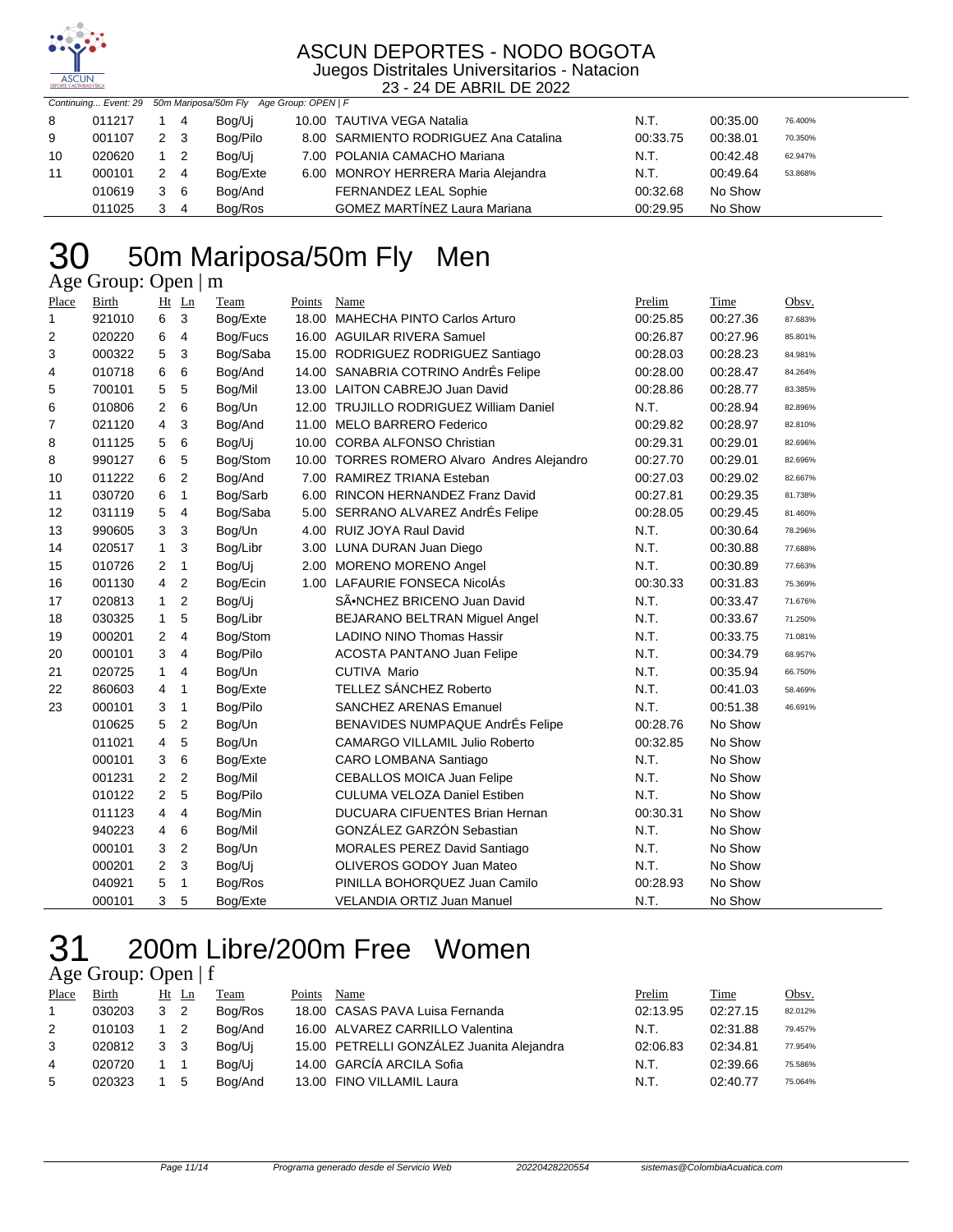# ASCUN DEPORTES - NODO BOGOTA

Juegos Distritales Universitarios - Natacion

23 - 24 DE ABRIL DE 2022

*Continuing... Event: 29 50m Mariposa/50m Fly Age Group: OPEN | F*

| Place | Birth | Ht | Ln | Team | Points | Name | Prelim | Time | Obsv. |
|---|---|---|---|---|---|---|---|---|---|
| 8 | 011217 | 1 | 4 | Bog/Uj | 10.00 | TAUTIVA VEGA Natalia | N.T. | 00:35.00 | 76.400% |
| 9 | 001107 | 2 | 3 | Bog/Pilo | 8.00 | SARMIENTO RODRIGUEZ Ana Catalina | 00:33.75 | 00:38.01 | 70.350% |
| 10 | 020620 | 1 | 2 | Bog/Uj | 7.00 | POLANIA CAMACHO Mariana | N.T. | 00:42.48 | 62.947% |
| 11 | 000101 | 2 | 4 | Bog/Exte | 6.00 | MONROY HERRERA Maria Alejandra | N.T. | 00:49.64 | 53.868% |
| | 010619 | 3 | 6 | Bog/And | | FERNANDEZ LEAL Sophie | 00:32.68 | No Show | |
| | 011025 | 3 | 4 | Bog/Ros | | GOMEZ MARTÍNEZ Laura Mariana | 00:29.95 | No Show | |

# 30 50m Mariposa/50m Fly Men

## Age Group: Open | m

| Place | Birth | Ht | Ln | Team | Points | Name | Prelim | Time | Obsv. |
|---|---|---|---|---|---|---|---|---|---|
| 1 | 921010 | 6 | 3 | Bog/Exte | 18.00 | MAHECHA PINTO Carlos Arturo | 00:25.85 | 00:27.36 | 87.683% |
| 2 | 020220 | 6 | 4 | Bog/Fucs | 16.00 | AGUILAR RIVERA Samuel | 00:26.87 | 00:27.96 | 85.801% |
| 3 | 000322 | 5 | 3 | Bog/Saba | 15.00 | RODRIGUEZ RODRIGUEZ Santiago | 00:28.03 | 00:28.23 | 84.981% |
| 4 | 010718 | 6 | 6 | Bog/And | 14.00 | SANABRIA COTRINO AndrÉs Felipe | 00:28.00 | 00:28.47 | 84.264% |
| 5 | 700101 | 5 | 5 | Bog/Mil | 13.00 | LAITON CABREJO Juan David | 00:28.86 | 00:28.77 | 83.385% |
| 6 | 010806 | 2 | 6 | Bog/Un | 12.00 | TRUJILLO RODRIGUEZ William Daniel | N.T. | 00:28.94 | 82.896% |
| 7 | 021120 | 4 | 3 | Bog/And | 11.00 | MELO BARRERO Federico | 00:29.82 | 00:28.97 | 82.810% |
| 8 | 011125 | 5 | 6 | Bog/Uj | 10.00 | CORBA ALFONSO Christian | 00:29.31 | 00:29.01 | 82.696% |
| 8 | 990127 | 6 | 5 | Bog/Stom | 10.00 | TORRES ROMERO Alvaro Andres Alejandro | 00:27.70 | 00:29.01 | 82.696% |
| 10 | 011222 | 6 | 2 | Bog/And | 7.00 | RAMIREZ TRIANA Esteban | 00:27.03 | 00:29.02 | 82.667% |
| 11 | 030720 | 6 | 1 | Bog/Sarb | 6.00 | RINCON HERNANDEZ Franz David | 00:27.81 | 00:29.35 | 81.738% |
| 12 | 031119 | 5 | 4 | Bog/Saba | 5.00 | SERRANO ALVAREZ AndrÉs Felipe | 00:28.05 | 00:29.45 | 81.460% |
| 13 | 990605 | 3 | 3 | Bog/Un | 4.00 | RUIZ JOYA Raul David | N.T. | 00:30.64 | 78.296% |
| 14 | 020517 | 1 | 3 | Bog/Libr | 3.00 | LUNA DURAN Juan Diego | N.T. | 00:30.88 | 77.688% |
| 15 | 010726 | 2 | 1 | Bog/Uj | 2.00 | MORENO MORENO Angel | N.T. | 00:30.89 | 77.663% |
| 16 | 001130 | 4 | 2 | Bog/Ecin | 1.00 | LAFAURIE FONSECA NicolÁs | 00:30.33 | 00:31.83 | 75.369% |
| 17 | 020813 | 1 | 2 | Bog/Uj | | SÃ•NCHEZ BRICENO Juan David | N.T. | 00:33.47 | 71.676% |
| 18 | 030325 | 1 | 5 | Bog/Libr | | BEJARANO BELTRAN Miguel Angel | N.T. | 00:33.67 | 71.250% |
| 19 | 000201 | 2 | 4 | Bog/Stom | | LADINO NINO Thomas Hassir | N.T. | 00:33.75 | 71.081% |
| 20 | 000101 | 3 | 4 | Bog/Pilo | | ACOSTA PANTANO Juan Felipe | N.T. | 00:34.79 | 68.957% |
| 21 | 020725 | 1 | 4 | Bog/Un | | CUTIVA Mario | N.T. | 00:35.94 | 66.750% |
| 22 | 860603 | 4 | 1 | Bog/Exte | | TELLEZ SÁNCHEZ Roberto | N.T. | 00:41.03 | 58.469% |
| 23 | 000101 | 3 | 1 | Bog/Pilo | | SANCHEZ ARENAS Emanuel | N.T. | 00:51.38 | 46.691% |
| | 010625 | 5 | 2 | Bog/Un | | BENAVIDES NUMPAQUE AndrÉs Felipe | 00:28.76 | No Show | |
| | 011021 | 4 | 5 | Bog/Un | | CAMARGO VILLAMIL Julio Roberto | 00:32.85 | No Show | |
| | 000101 | 3 | 6 | Bog/Exte | | CARO LOMBANA Santiago | N.T. | No Show | |
| | 001231 | 2 | 2 | Bog/Mil | | CEBALLOS MOICA Juan Felipe | N.T. | No Show | |
| | 010122 | 2 | 5 | Bog/Pilo | | CULUMA VELOZA Daniel Estiben | N.T. | No Show | |
| | 011123 | 4 | 4 | Bog/Min | | DUCUARA CIFUENTES Brian Hernan | 00:30.31 | No Show | |
| | 940223 | 4 | 6 | Bog/Mil | | GONZÁLEZ GARZÓN Sebastian | N.T. | No Show | |
| | 000101 | 3 | 2 | Bog/Un | | MORALES PEREZ David Santiago | N.T. | No Show | |
| | 000201 | 2 | 3 | Bog/Uj | | OLIVEROS GODOY Juan Mateo | N.T. | No Show | |
| | 040921 | 5 | 1 | Bog/Ros | | PINILLA BOHORQUEZ Juan Camilo | 00:28.93 | No Show | |
| | 000101 | 3 | 5 | Bog/Exte | | VELANDIA ORTIZ Juan Manuel | N.T. | No Show | |

# 31 200m Libre/200m Free Women

## Age Group: Open | f

| Place | Birth | Ht | Ln | Team | Points | Name | Prelim | Time | Obsv. |
|---|---|---|---|---|---|---|---|---|---|
| 1 | 030203 | 3 | 2 | Bog/Ros | 18.00 | CASAS PAVA Luisa Fernanda | 02:13.95 | 02:27.15 | 82.012% |
| 2 | 010103 | 1 | 2 | Bog/And | 16.00 | ALVAREZ CARRILLO Valentina | N.T. | 02:31.88 | 79.457% |
| 3 | 020812 | 3 | 3 | Bog/Uj | 15.00 | PETRELLI GONZÁLEZ Juanita Alejandra | 02:06.83 | 02:34.81 | 77.954% |
| 4 | 020720 | 1 | 1 | Bog/Uj | 14.00 | GARCÍA ARCILA Sofia | N.T. | 02:39.66 | 75.586% |
| 5 | 020323 | 1 | 5 | Bog/And | 13.00 | FINO VILLAMIL Laura | N.T. | 02:40.77 | 75.064% |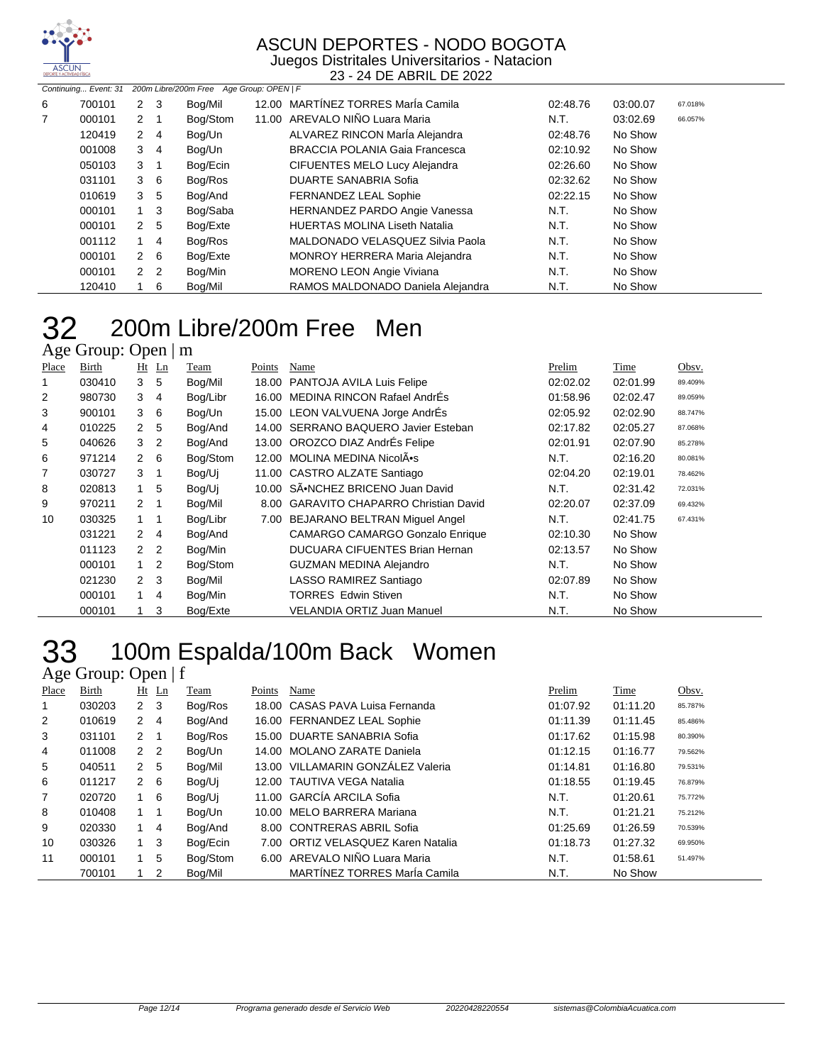Continuing... Event: 31 200m Libre/200m Free Age Group: OPEN | F

| Place | Birth | Ht | Ln | Team | Points | Name | Prelim | Time | Obsv. |
|---|---|---|---|---|---|---|---|---|---|
| 6 | 700101 | 2 | 3 | Bog/Mil | 12.00 | MARTÍNEZ TORRES MarÍa Camila | 02:48.76 | 03:00.07 | 67.018% |
| 7 | 000101 | 2 | 1 | Bog/Stom | 11.00 | AREVALO NIÑO Luara Maria | N.T. | 03:02.69 | 66.057% |
| | 120419 | 2 | 4 | Bog/Un | | ALVAREZ RINCON MarÍa Alejandra | 02:48.76 | No Show | |
| | 001008 | 3 | 4 | Bog/Un | | BRACCIA POLANIA Gaia Francesca | 02:10.92 | No Show | |
| | 050103 | 3 | 1 | Bog/Ecin | | CIFUENTES MELO Lucy Alejandra | 02:26.60 | No Show | |
| | 031101 | 3 | 6 | Bog/Ros | | DUARTE SANABRIA Sofia | 02:32.62 | No Show | |
| | 010619 | 3 | 5 | Bog/And | | FERNANDEZ LEAL Sophie | 02:22.15 | No Show | |
| | 000101 | 1 | 3 | Bog/Saba | | HERNANDEZ PARDO Angie Vanessa | N.T. | No Show | |
| | 000101 | 2 | 5 | Bog/Exte | | HUERTAS MOLINA Liseth Natalia | N.T. | No Show | |
| | 001112 | 1 | 4 | Bog/Ros | | MALDONADO VELASQUEZ Silvia Paola | N.T. | No Show | |
| | 000101 | 2 | 6 | Bog/Exte | | MONROY HERRERA Maria Alejandra | N.T. | No Show | |
| | 000101 | 2 | 2 | Bog/Min | | MORENO LEON Angie Viviana | N.T. | No Show | |
| | 120410 | 1 | 6 | Bog/Mil | | RAMOS MALDONADO Daniela Alejandra | N.T. | No Show | |

# 32 200m Libre/200m Free Men

## Age Group: Open | m

| Place | Birth | Ht | Ln | Team | Points | Name | Prelim | Time | Obsv. |
|---|---|---|---|---|---|---|---|---|---|
| 1 | 030410 | 3 | 5 | Bog/Mil | 18.00 | PANTOJA AVILA Luis Felipe | 02:02.02 | 02:01.99 | 89.409% |
| 2 | 980730 | 3 | 4 | Bog/Libr | 16.00 | MEDINA RINCON Rafael AndrÉs | 01:58.96 | 02:02.47 | 89.059% |
| 3 | 900101 | 3 | 6 | Bog/Un | 15.00 | LEON VALVUENA Jorge AndrÉs | 02:05.92 | 02:02.90 | 88.747% |
| 4 | 010225 | 2 | 5 | Bog/And | 14.00 | SERRANO BAQUERO Javier Esteban | 02:17.82 | 02:05.27 | 87.068% |
| 5 | 040626 | 3 | 2 | Bog/And | 13.00 | OROZCO DIAZ AndrÉs Felipe | 02:01.91 | 02:07.90 | 85.278% |
| 6 | 971214 | 2 | 6 | Bog/Stom | 12.00 | MOLINA MEDINA NicolÃ•s | N.T. | 02:16.20 | 80.081% |
| 7 | 030727 | 3 | 1 | Bog/Uj | 11.00 | CASTRO ALZATE Santiago | 02:04.20 | 02:19.01 | 78.462% |
| 8 | 020813 | 1 | 5 | Bog/Uj | 10.00 | SÃ•NCHEZ BRICENO Juan David | N.T. | 02:31.42 | 72.031% |
| 9 | 970211 | 2 | 1 | Bog/Mil | 8.00 | GARAVITO CHAPARRO Christian David | 02:20.07 | 02:37.09 | 69.432% |
| 10 | 030325 | 1 | 1 | Bog/Libr | 7.00 | BEJARANO BELTRAN Miguel Angel | N.T. | 02:41.75 | 67.431% |
| | 031221 | 2 | 4 | Bog/And | | CAMARGO CAMARGO Gonzalo Enrique | 02:10.30 | No Show | |
| | 011123 | 2 | 2 | Bog/Min | | DUCUARA CIFUENTES Brian Hernan | 02:13.57 | No Show | |
| | 000101 | 1 | 2 | Bog/Stom | | GUZMAN MEDINA Alejandro | N.T. | No Show | |
| | 021230 | 2 | 3 | Bog/Mil | | LASSO RAMIREZ Santiago | 02:07.89 | No Show | |
| | 000101 | 1 | 4 | Bog/Min | | TORRES Edwin Stiven | N.T. | No Show | |
| | 000101 | 1 | 3 | Bog/Exte | | VELANDIA ORTIZ Juan Manuel | N.T. | No Show | |

# 33 100m Espalda/100m Back Women

## Age Group: Open | f

| Place | Birth | Ht | Ln | Team | Points | Name | Prelim | Time | Obsv. |
|---|---|---|---|---|---|---|---|---|---|
| 1 | 030203 | 2 | 3 | Bog/Ros | 18.00 | CASAS PAVA Luisa Fernanda | 01:07.92 | 01:11.20 | 85.787% |
| 2 | 010619 | 2 | 4 | Bog/And | 16.00 | FERNANDEZ LEAL Sophie | 01:11.39 | 01:11.45 | 85.486% |
| 3 | 031101 | 2 | 1 | Bog/Ros | 15.00 | DUARTE SANABRIA Sofia | 01:17.62 | 01:15.98 | 80.390% |
| 4 | 011008 | 2 | 2 | Bog/Un | 14.00 | MOLANO ZARATE Daniela | 01:12.15 | 01:16.77 | 79.562% |
| 5 | 040511 | 2 | 5 | Bog/Mil | 13.00 | VILLAMARIN GONZÁLEZ Valeria | 01:14.81 | 01:16.80 | 79.531% |
| 6 | 011217 | 2 | 6 | Bog/Uj | 12.00 | TAUTIVA VEGA Natalia | 01:18.55 | 01:19.45 | 76.879% |
| 7 | 020720 | 1 | 6 | Bog/Uj | 11.00 | GARCÍA ARCILA Sofia | N.T. | 01:20.61 | 75.772% |
| 8 | 010408 | 1 | 1 | Bog/Un | 10.00 | MELO BARRERA Mariana | N.T. | 01:21.21 | 75.212% |
| 9 | 020330 | 1 | 4 | Bog/And | 8.00 | CONTRERAS ABRIL Sofia | 01:25.69 | 01:26.59 | 70.539% |
| 10 | 030326 | 1 | 3 | Bog/Ecin | 7.00 | ORTIZ VELASQUEZ Karen Natalia | 01:18.73 | 01:27.32 | 69.950% |
| 11 | 000101 | 1 | 5 | Bog/Stom | 6.00 | AREVALO NIÑO Luara Maria | N.T. | 01:58.61 | 51.497% |
| | 700101 | 1 | 2 | Bog/Mil | | MARTÍNEZ TORRES MarÍa Camila | N.T. | No Show | |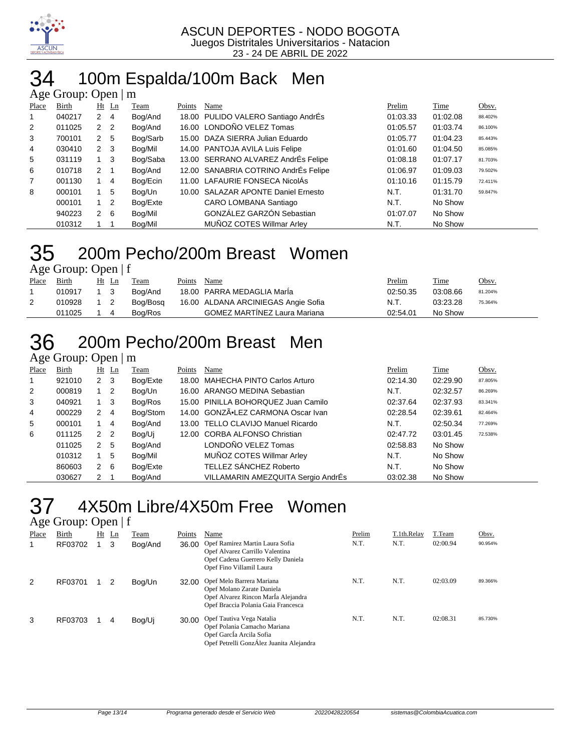ASCUN DEPORTES - NODO BOGOTA
Juegos Distritales Universitarios - Natacion
23 - 24 DE ABRIL DE 2022

# 34 100m Espalda/100m Back Men

Age Group: Open | m

| Place | Birth | Ht | Ln | Team | Points | Name | Prelim | Time | Obsv. |
|---|---|---|---|---|---|---|---|---|---|
| 1 | 040217 | 2 | 4 | Bog/And | 18.00 | PULIDO VALERO Santiago AndrÉs | 01:03.33 | 01:02.08 | 88.402% |
| 2 | 011025 | 2 | 2 | Bog/And | 16.00 | LONDOÑO VELEZ Tomas | 01:05.57 | 01:03.74 | 86.100% |
| 3 | 700101 | 2 | 5 | Bog/Sarb | 15.00 | DAZA SIERRA Julian Eduardo | 01:05.77 | 01:04.23 | 85.443% |
| 4 | 030410 | 2 | 3 | Bog/Mil | 14.00 | PANTOJA AVILA Luis Felipe | 01:01.60 | 01:04.50 | 85.085% |
| 5 | 031119 | 1 | 3 | Bog/Saba | 13.00 | SERRANO ALVAREZ AndrÉs Felipe | 01:08.18 | 01:07.17 | 81.703% |
| 6 | 010718 | 2 | 1 | Bog/And | 12.00 | SANABRIA COTRINO AndrÉs Felipe | 01:06.97 | 01:09.03 | 79.502% |
| 7 | 001130 | 1 | 4 | Bog/Ecin | 11.00 | LAFAURIE FONSECA NicolÁs | 01:10.16 | 01:15.79 | 72.411% |
| 8 | 000101 | 1 | 5 | Bog/Un | 10.00 | SALAZAR APONTE Daniel Ernesto | N.T. | 01:31.70 | 59.847% |
| | 000101 | 1 | 2 | Bog/Exte | | CARO LOMBANA Santiago | N.T. | No Show | |
| | 940223 | 2 | 6 | Bog/Mil | | GONZÁLEZ GARZÓN Sebastian | 01:07.07 | No Show | |
| | 010312 | 1 | 1 | Bog/Mil | | MUÑOZ COTES Willmar Arley | N.T. | No Show | |

# 35 200m Pecho/200m Breast Women

Age Group: Open | f

| Place | Birth | Ht | Ln | Team | Points | Name | Prelim | Time | Obsv. |
|---|---|---|---|---|---|---|---|---|---|
| 1 | 010917 | 1 | 3 | Bog/And | 18.00 | PARRA MEDAGLIA MarÍa | 02:50.35 | 03:08.66 | 81.204% |
| 2 | 010928 | 1 | 2 | Bog/Bosq | 16.00 | ALDANA ARCINIEGAS Angie Sofia | N.T. | 03:23.28 | 75.364% |
| | 011025 | 1 | 4 | Bog/Ros | | GOMEZ MARTÍNEZ Laura Mariana | 02:54.01 | No Show | |

# 36 200m Pecho/200m Breast Men

Age Group: Open | m

| Place | Birth | Ht | Ln | Team | Points | Name | Prelim | Time | Obsv. |
|---|---|---|---|---|---|---|---|---|---|
| 1 | 921010 | 2 | 3 | Bog/Exte | 18.00 | MAHECHA PINTO Carlos Arturo | 02:14.30 | 02:29.90 | 87.805% |
| 2 | 000819 | 1 | 2 | Bog/Un | 16.00 | ARANGO MEDINA Sebastian | N.T. | 02:32.57 | 86.269% |
| 3 | 040921 | 1 | 3 | Bog/Ros | 15.00 | PINILLA BOHORQUEZ Juan Camilo | 02:37.64 | 02:37.93 | 83.341% |
| 4 | 000229 | 2 | 4 | Bog/Stom | 14.00 | GONZÃ•LEZ CARMONA Oscar Ivan | 02:28.54 | 02:39.61 | 82.464% |
| 5 | 000101 | 1 | 4 | Bog/And | 13.00 | TELLO CLAVIJO Manuel Ricardo | N.T. | 02:50.34 | 77.269% |
| 6 | 011125 | 2 | 2 | Bog/Uj | 12.00 | CORBA ALFONSO Christian | 02:47.72 | 03:01.45 | 72.538% |
| | 011025 | 2 | 5 | Bog/And | | LONDOÑO VELEZ Tomas | 02:58.83 | No Show | |
| | 010312 | 1 | 5 | Bog/Mil | | MUÑOZ COTES Willmar Arley | N.T. | No Show | |
| | 860603 | 2 | 6 | Bog/Exte | | TELLEZ SÁNCHEZ Roberto | N.T. | No Show | |
| | 030627 | 2 | 1 | Bog/And | | VILLAMARIN AMEZQUITA Sergio AndrÉs | 03:02.38 | No Show | |

# 37 4X50m Libre/4X50m Free Women

Age Group: Open | f

| Place | Birth | Ht | Ln | Team | Points | Name | Prelim | T.1th.Relay | T.Team | Obsv. |
|---|---|---|---|---|---|---|---|---|---|---|
| 1 | RF03702 | 1 | 3 | Bog/And | 36.00 | Opef Ramirez Martin Laura Sofia<br>Opef Alvarez Carrillo Valentina<br>Opef Cadena Guerrero Kelly Daniela<br>Opef Fino Villamil Laura | N.T. | N.T. | 02:00.94 | 90.954% |
| 2 | RF03701 | 1 | 2 | Bog/Un | 32.00 | Opef Melo Barrera Mariana<br>Opef Molano Zarate Daniela<br>Opef Alvarez Rincon MarÍa Alejandra<br>Opef Braccia Polania Gaia Francesca | N.T. | N.T. | 02:03.09 | 89.366% |
| 3 | RF03703 | 1 | 4 | Bog/Uj | 30.00 | Opef Tautiva Vega Natalia<br>Opef Polania Camacho Mariana<br>Opef GarcÍa Arcila Sofia<br>Opef Petrelli GonzÁlez Juanita Alejandra | N.T. | N.T. | 02:08.31 | 85.730% |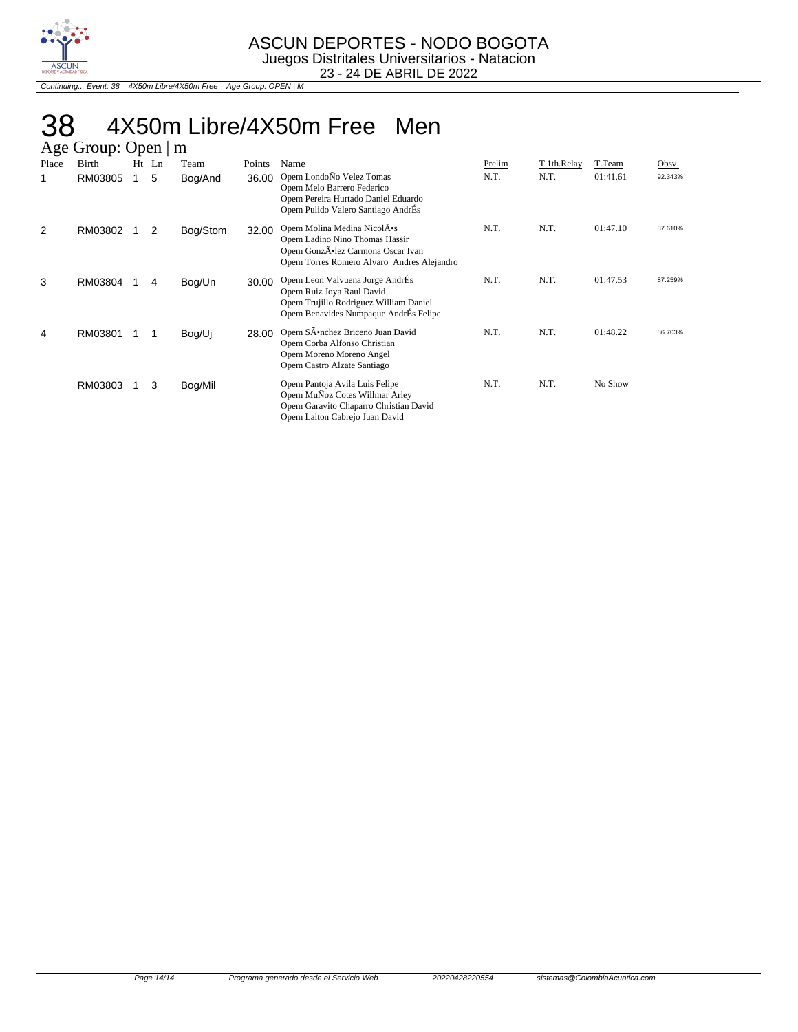# 38 4X50m Libre/4X50m Free Men

Age Group: Open | m

| Place | Birth | Ht | Ln | Team | Points | Name | Prelim | T.1th.Relay | T.Team | Obsv. |
|---|---|---|---|---|---|---|---|---|---|---|
| 1 | RM03805 | 1 | 5 | Bog/And | 36.00 | Opem LondoÑo Velez Tomas<br>Opem Melo Barrero Federico<br>Opem Pereira Hurtado Daniel Eduardo<br>Opem Pulido Valero Santiago AndrÉs | N.T. | N.T. | 01:41.61 | 92.343% |
| 2 | RM03802 | 1 | 2 | Bog/Stom | 32.00 | Opem Molina Medina NicolÃ•s<br>Opem Ladino Nino Thomas Hassir<br>Opem GonzÃ•lez Carmona Oscar Ivan<br>Opem Torres Romero Alvaro Andres Alejandro | N.T. | N.T. | 01:47.10 | 87.610% |
| 3 | RM03804 | 1 | 4 | Bog/Un | 30.00 | Opem Leon Valvuena Jorge AndrÉs<br>Opem Ruiz Joya Raul David<br>Opem Trujillo Rodriguez William Daniel<br>Opem Benavides Numpaque AndrÉs Felipe | N.T. | N.T. | 01:47.53 | 87.259% |
| 4 | RM03801 | 1 | 1 | Bog/Uj | 28.00 | Opem SÃ•nchez Briceno Juan David<br>Opem Corba Alfonso Christian<br>Opem Moreno Moreno Angel<br>Opem Castro Alzate Santiago | N.T. | N.T. | 01:48.22 | 86.703% |
| | RM03803 | 1 | 3 | Bog/Mil | | Opem Pantoja Avila Luis Felipe<br>Opem MuÑoz Cotes Willmar Arley<br>Opem Garavito Chaparro Christian David<br>Opem Laiton Cabrejo Juan David | N.T. | N.T. | No Show | |